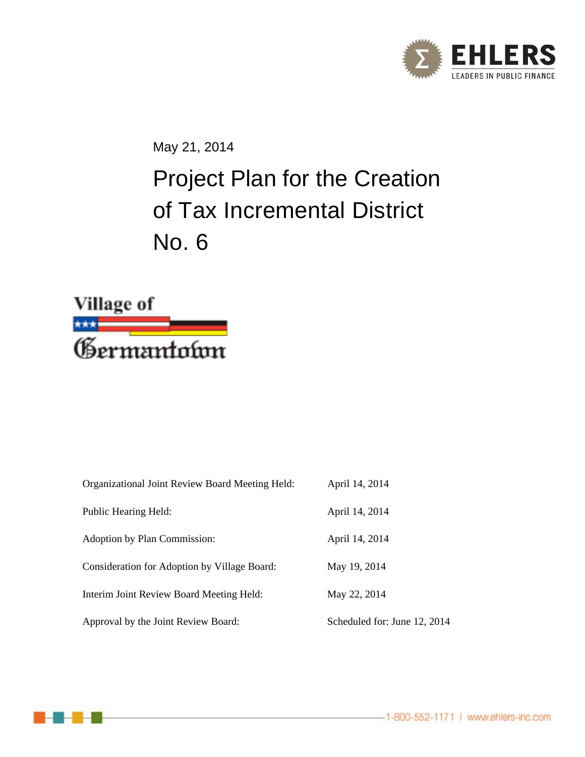EHLERS
LEADERS IN PUBLIC FINANCE

May 21, 2014

# Project Plan for the Creation of Tax Incremental District No. 6

Village of Germantown

| | |
|---|---|
| Organizational Joint Review Board Meeting Held: | April 14, 2014 |
| Public Hearing Held: | April 14, 2014 |
| Adoption by Plan Commission: | April 14, 2014 |
| Consideration for Adoption by Village Board: | May 19, 2014 |
| Interim Joint Review Board Meeting Held: | May 22, 2014 |
| Approval by the Joint Review Board: | Scheduled for: June 12, 2014 |

1-800-552-1171 | www.ehlers-inc.com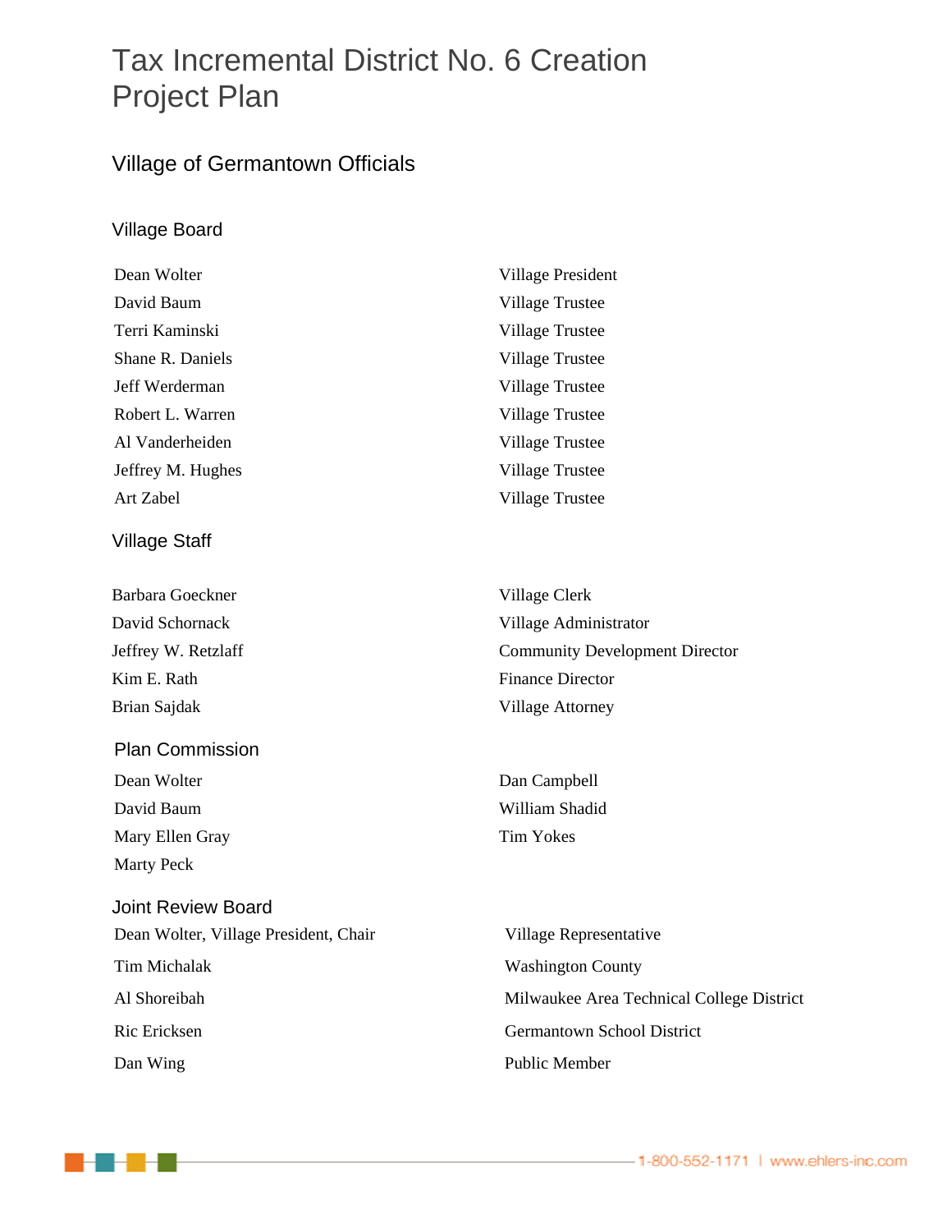# Tax Incremental District No. 6 Creation Project Plan

## Village of Germantown Officials

### Village Board

| | |
|---|---|
| Dean Wolter | Village President |
| David Baum | Village Trustee |
| Terri Kaminski | Village Trustee |
| Shane R. Daniels | Village Trustee |
| Jeff Werderman | Village Trustee |
| Robert L. Warren | Village Trustee |
| Al Vanderheiden | Village Trustee |
| Jeffrey M. Hughes | Village Trustee |
| Art Zabel | Village Trustee |

### Village Staff

| | |
|---|---|
| Barbara Goeckner | Village Clerk |
| David Schornack | Village Administrator |
| Jeffrey W. Retzlaff | Community Development Director |
| Kim E. Rath | Finance Director |
| Brian Sajdak | Village Attorney |

### Plan Commission

| | |
|---|---|
| Dean Wolter | Dan Campbell |
| David Baum | William Shadid |
| Mary Ellen Gray | Tim Yokes |
| Marty Peck | |

### Joint Review Board

| | |
|---|---|
| Dean Wolter, Village President, Chair | Village Representative |
| Tim Michalak | Washington County |
| Al Shoreibah | Milwaukee Area Technical College District |
| Ric Ericksen | Germantown School District |
| Dan Wing | Public Member |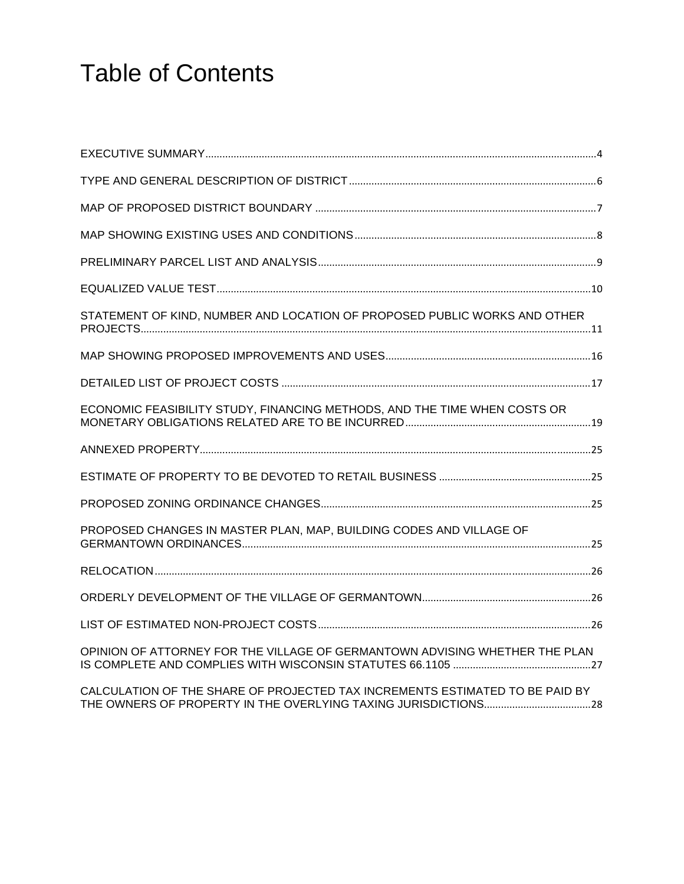# Table of Contents

EXECUTIVE SUMMARY.....4

TYPE AND GENERAL DESCRIPTION OF DISTRICT.....6

MAP OF PROPOSED DISTRICT BOUNDARY.....7

MAP SHOWING EXISTING USES AND CONDITIONS.....8

PRELIMINARY PARCEL LIST AND ANALYSIS.....9

EQUALIZED VALUE TEST.....10

STATEMENT OF KIND, NUMBER AND LOCATION OF PROPOSED PUBLIC WORKS AND OTHER PROJECTS.....11

MAP SHOWING PROPOSED IMPROVEMENTS AND USES.....16

DETAILED LIST OF PROJECT COSTS.....17

ECONOMIC FEASIBILITY STUDY, FINANCING METHODS, AND THE TIME WHEN COSTS OR MONETARY OBLIGATIONS RELATED ARE TO BE INCURRED.....19

ANNEXED PROPERTY.....25

ESTIMATE OF PROPERTY TO BE DEVOTED TO RETAIL BUSINESS.....25

PROPOSED ZONING ORDINANCE CHANGES.....25

PROPOSED CHANGES IN MASTER PLAN, MAP, BUILDING CODES AND VILLAGE OF GERMANTOWN ORDINANCES.....25

RELOCATION.....26

ORDERLY DEVELOPMENT OF THE VILLAGE OF GERMANTOWN.....26

LIST OF ESTIMATED NON-PROJECT COSTS.....26

OPINION OF ATTORNEY FOR THE VILLAGE OF GERMANTOWN ADVISING WHETHER THE PLAN IS COMPLETE AND COMPLIES WITH WISCONSIN STATUTES 66.1105.....27

CALCULATION OF THE SHARE OF PROJECTED TAX INCREMENTS ESTIMATED TO BE PAID BY THE OWNERS OF PROPERTY IN THE OVERLYING TAXING JURISDICTIONS.....28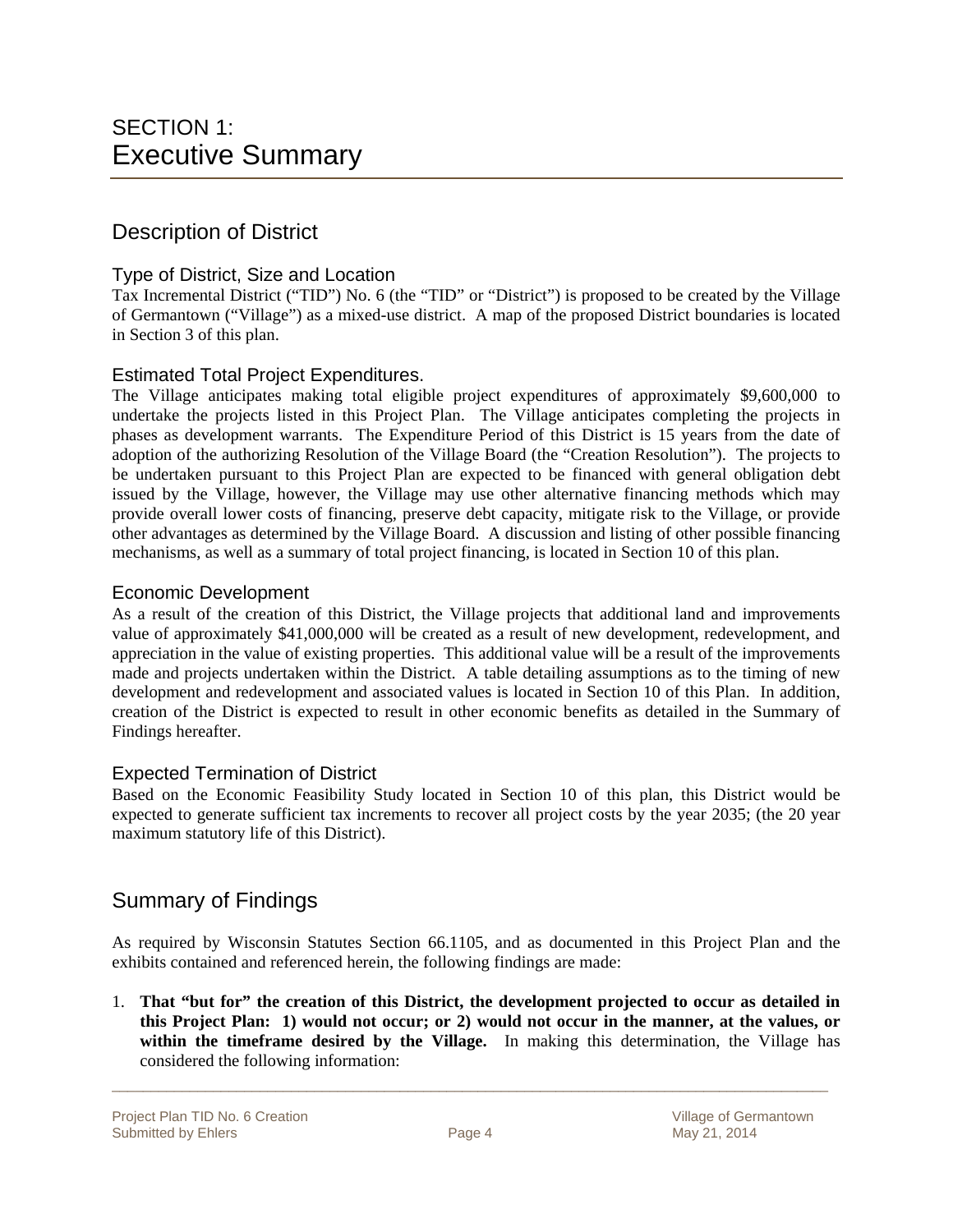# SECTION 1:
# Executive Summary

## Description of District

### Type of District, Size and Location

Tax Incremental District ("TID") No. 6 (the "TID" or "District") is proposed to be created by the Village of Germantown ("Village") as a mixed-use district. A map of the proposed District boundaries is located in Section 3 of this plan.

### Estimated Total Project Expenditures.

The Village anticipates making total eligible project expenditures of approximately $9,600,000 to undertake the projects listed in this Project Plan. The Village anticipates completing the projects in phases as development warrants. The Expenditure Period of this District is 15 years from the date of adoption of the authorizing Resolution of the Village Board (the "Creation Resolution"). The projects to be undertaken pursuant to this Project Plan are expected to be financed with general obligation debt issued by the Village, however, the Village may use other alternative financing methods which may provide overall lower costs of financing, preserve debt capacity, mitigate risk to the Village, or provide other advantages as determined by the Village Board. A discussion and listing of other possible financing mechanisms, as well as a summary of total project financing, is located in Section 10 of this plan.

### Economic Development

As a result of the creation of this District, the Village projects that additional land and improvements value of approximately $41,000,000 will be created as a result of new development, redevelopment, and appreciation in the value of existing properties. This additional value will be a result of the improvements made and projects undertaken within the District. A table detailing assumptions as to the timing of new development and redevelopment and associated values is located in Section 10 of this Plan. In addition, creation of the District is expected to result in other economic benefits as detailed in the Summary of Findings hereafter.

### Expected Termination of District

Based on the Economic Feasibility Study located in Section 10 of this plan, this District would be expected to generate sufficient tax increments to recover all project costs by the year 2035; (the 20 year maximum statutory life of this District).

## Summary of Findings

As required by Wisconsin Statutes Section 66.1105, and as documented in this Project Plan and the exhibits contained and referenced herein, the following findings are made:

1. **That "but for" the creation of this District, the development projected to occur as detailed in this Project Plan: 1) would not occur; or 2) would not occur in the manner, at the values, or within the timeframe desired by the Village.** In making this determination, the Village has considered the following information: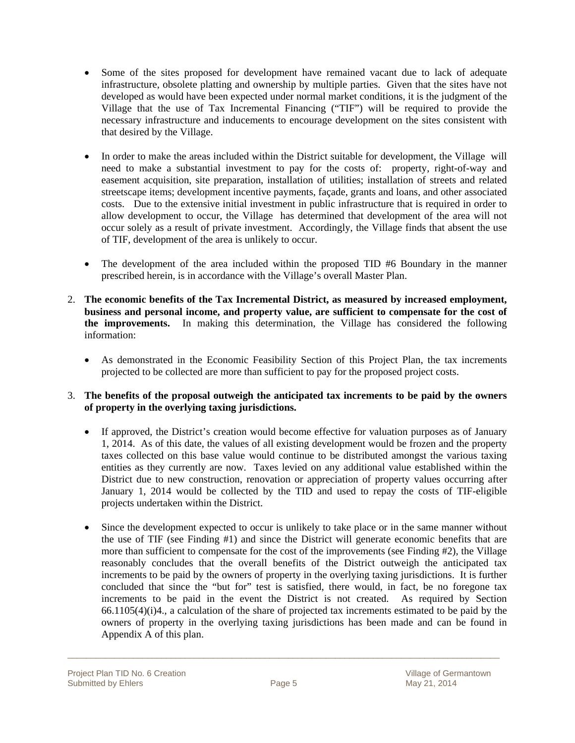- Some of the sites proposed for development have remained vacant due to lack of adequate infrastructure, obsolete platting and ownership by multiple parties. Given that the sites have not developed as would have been expected under normal market conditions, it is the judgment of the Village that the use of Tax Incremental Financing ("TIF") will be required to provide the necessary infrastructure and inducements to encourage development on the sites consistent with that desired by the Village.

- In order to make the areas included within the District suitable for development, the Village will need to make a substantial investment to pay for the costs of: property, right-of-way and easement acquisition, site preparation, installation of utilities; installation of streets and related streetscape items; development incentive payments, façade, grants and loans, and other associated costs. Due to the extensive initial investment in public infrastructure that is required in order to allow development to occur, the Village has determined that development of the area will not occur solely as a result of private investment. Accordingly, the Village finds that absent the use of TIF, development of the area is unlikely to occur.

- The development of the area included within the proposed TID #6 Boundary in the manner prescribed herein, is in accordance with the Village's overall Master Plan.

2. **The economic benefits of the Tax Incremental District, as measured by increased employment, business and personal income, and property value, are sufficient to compensate for the cost of the improvements.** In making this determination, the Village has considered the following information:

   - As demonstrated in the Economic Feasibility Section of this Project Plan, the tax increments projected to be collected are more than sufficient to pay for the proposed project costs.

3. **The benefits of the proposal outweigh the anticipated tax increments to be paid by the owners of property in the overlying taxing jurisdictions.**

   - If approved, the District's creation would become effective for valuation purposes as of January 1, 2014. As of this date, the values of all existing development would be frozen and the property taxes collected on this base value would continue to be distributed amongst the various taxing entities as they currently are now. Taxes levied on any additional value established within the District due to new construction, renovation or appreciation of property values occurring after January 1, 2014 would be collected by the TID and used to repay the costs of TIF-eligible projects undertaken within the District.

   - Since the development expected to occur is unlikely to take place or in the same manner without the use of TIF (see Finding #1) and since the District will generate economic benefits that are more than sufficient to compensate for the cost of the improvements (see Finding #2), the Village reasonably concludes that the overall benefits of the District outweigh the anticipated tax increments to be paid by the owners of property in the overlying taxing jurisdictions. It is further concluded that since the "but for" test is satisfied, there would, in fact, be no foregone tax increments to be paid in the event the District is not created. As required by Section 66.1105(4)(i)4., a calculation of the share of projected tax increments estimated to be paid by the owners of property in the overlying taxing jurisdictions has been made and can be found in Appendix A of this plan.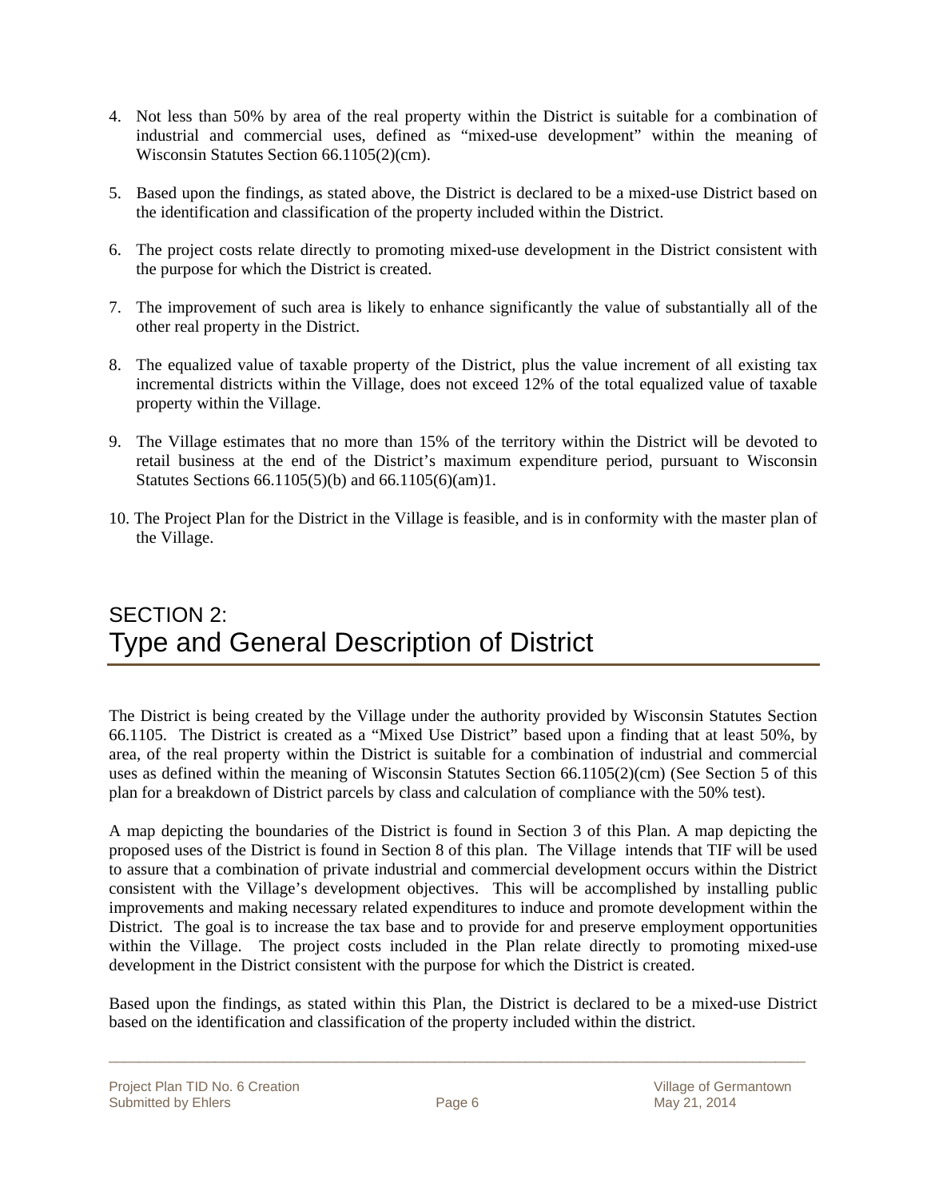4. Not less than 50% by area of the real property within the District is suitable for a combination of industrial and commercial uses, defined as "mixed-use development" within the meaning of Wisconsin Statutes Section 66.1105(2)(cm).

5. Based upon the findings, as stated above, the District is declared to be a mixed-use District based on the identification and classification of the property included within the District.

6. The project costs relate directly to promoting mixed-use development in the District consistent with the purpose for which the District is created.

7. The improvement of such area is likely to enhance significantly the value of substantially all of the other real property in the District.

8. The equalized value of taxable property of the District, plus the value increment of all existing tax incremental districts within the Village, does not exceed 12% of the total equalized value of taxable property within the Village.

9. The Village estimates that no more than 15% of the territory within the District will be devoted to retail business at the end of the District's maximum expenditure period, pursuant to Wisconsin Statutes Sections 66.1105(5)(b) and 66.1105(6)(am)1.

10. The Project Plan for the District in the Village is feasible, and is in conformity with the master plan of the Village.

# SECTION 2:
# Type and General Description of District

The District is being created by the Village under the authority provided by Wisconsin Statutes Section 66.1105. The District is created as a "Mixed Use District" based upon a finding that at least 50%, by area, of the real property within the District is suitable for a combination of industrial and commercial uses as defined within the meaning of Wisconsin Statutes Section 66.1105(2)(cm) (See Section 5 of this plan for a breakdown of District parcels by class and calculation of compliance with the 50% test).

A map depicting the boundaries of the District is found in Section 3 of this Plan. A map depicting the proposed uses of the District is found in Section 8 of this plan. The Village intends that TIF will be used to assure that a combination of private industrial and commercial development occurs within the District consistent with the Village's development objectives. This will be accomplished by installing public improvements and making necessary related expenditures to induce and promote development within the District. The goal is to increase the tax base and to provide for and preserve employment opportunities within the Village. The project costs included in the Plan relate directly to promoting mixed-use development in the District consistent with the purpose for which the District is created.

Based upon the findings, as stated within this Plan, the District is declared to be a mixed-use District based on the identification and classification of the property included within the district.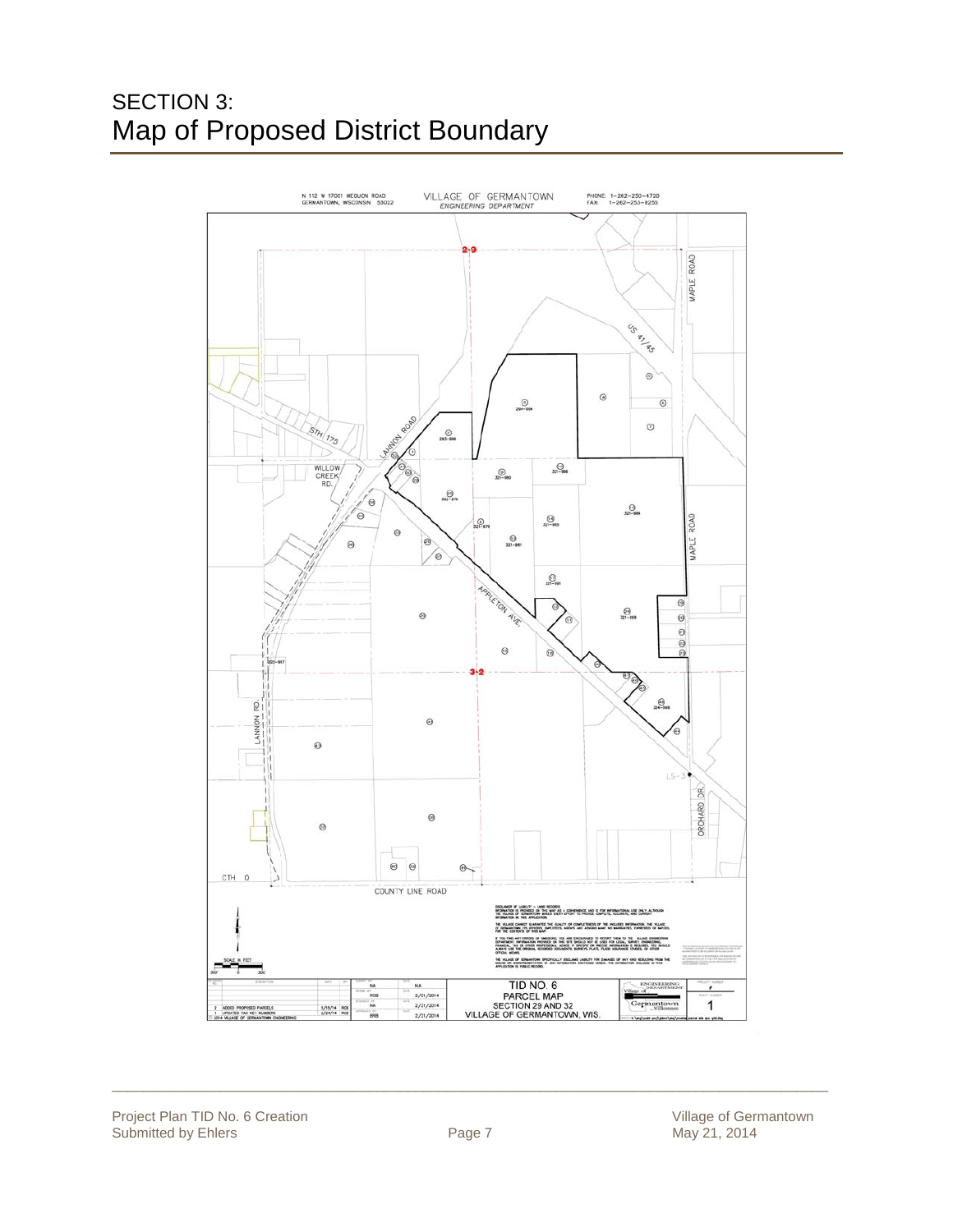# SECTION 3:
# Map of Proposed District Boundary

N 112 W 17001 MEQUON ROAD
GERMANTOWN, WISCONSIN 53022

VILLAGE OF GERMANTOWN
ENGINEERING DEPARTMENT

PHONE: 1-262-250-4720
FAX: 1-262-253-8255

MAPLE ROAD

US 41/45

STH 175

LANNON ROAD

WILLOW CREEK RD.

APPLETON AVE.

LANNON RD.

ORCHARD DR.

CTH Q

COUNTY LINE ROAD

SCALE IN FEET

TID NO. 6
PARCEL MAP
SECTION 29 AND 32
VILLAGE OF GERMANTOWN, WIS.

| NO. | DESCRIPTION | DATE | BY |
|---|---|---|---|
| 2 | ADDED PROPOSED PARCELS | 1/15/14 | RCB |
| 1 | UPDATED TAX KEY NUMBERS | 2/24/14 | RCB |

© 2014 VILLAGE OF GERMANTOWN ENGINEERING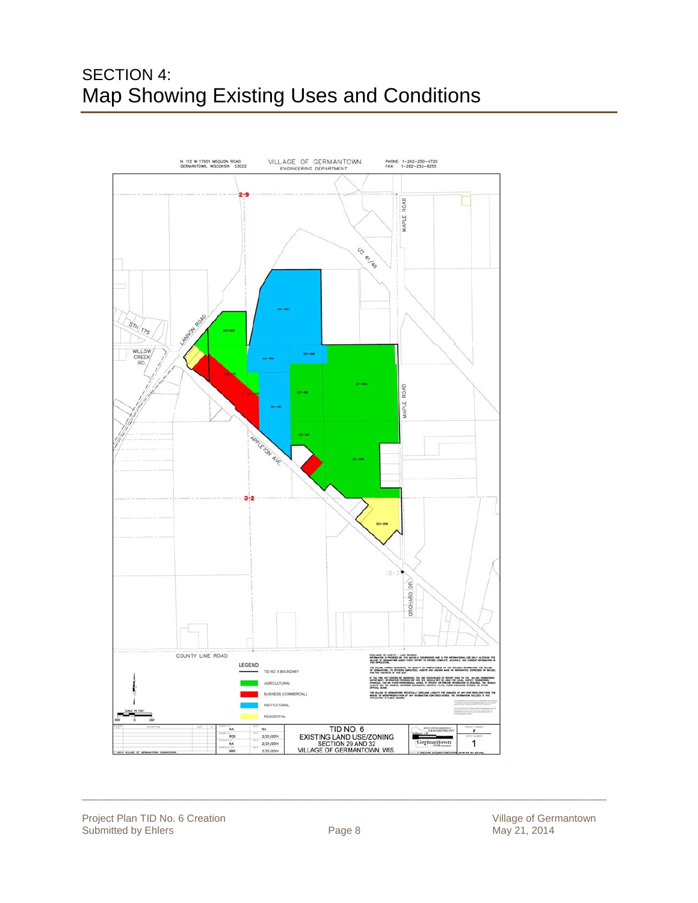# SECTION 4:
# Map Showing Existing Uses and Conditions

N 112 W 17001 MEQUON ROAD
GERMANTOWN, WISCONSIN 53022

VILLAGE OF GERMANTOWN
ENGINEERING DEPARTMENT

PHONE: 1-262-250-4720
FAX: 1-262-253-8255

LEGEND

- TID NO. 6 BOUNDARY
- AGRICULTURAL
- BUSINESS (COMMERCIAL)
- INSTITUTIONAL
- RESIDENTIAL

TID NO. 6
EXISTING LAND USE/ZONING
SECTION 29 AND 32
VILLAGE OF GERMANTOWN, WIS.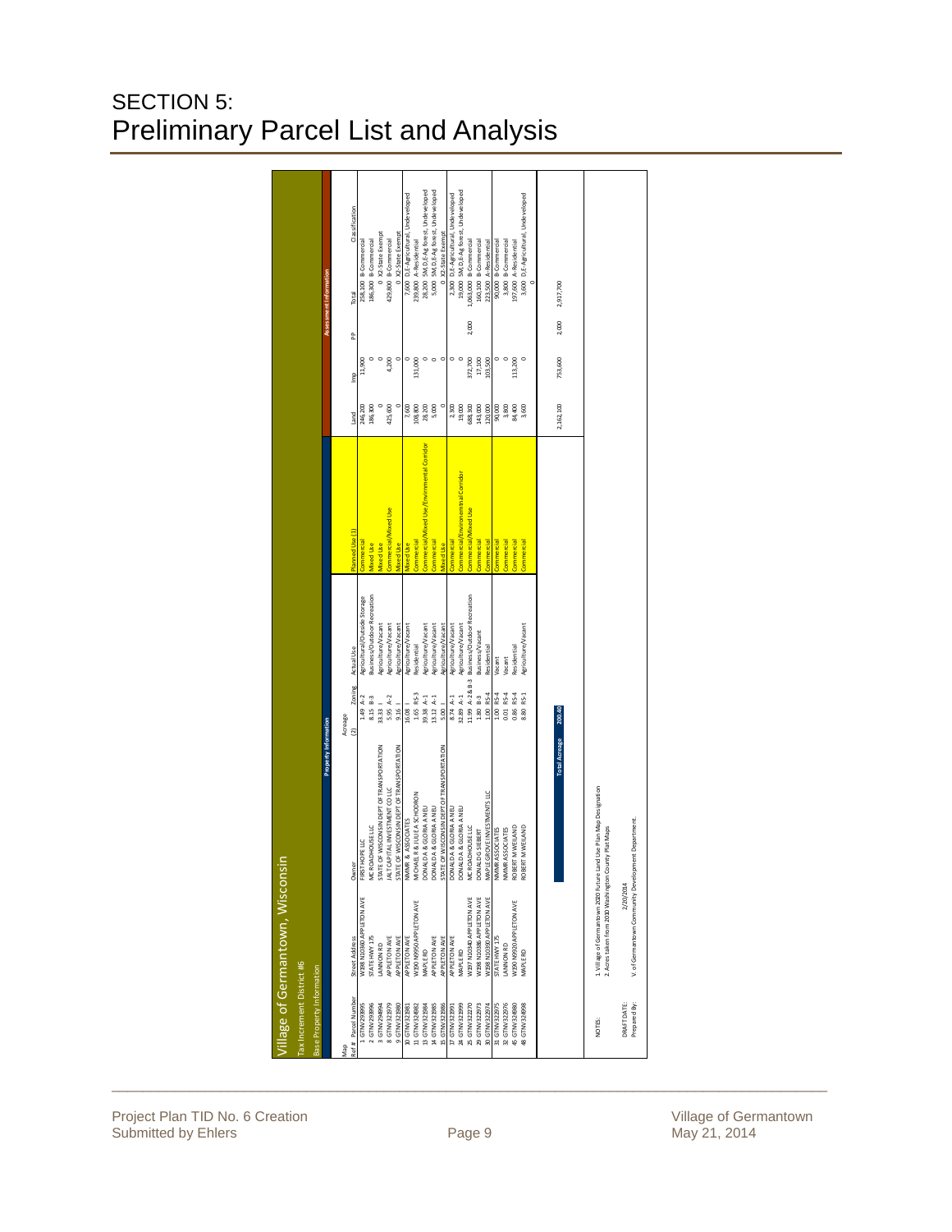# SECTION 5: Preliminary Parcel List and Analysis

## Village of Germantown, Wisconsin

Tax Increment District #6

Base Property Information

| Property Information | | | | | | | Assessment Information | | | | |
|---|---|---|---|---|---|---|---|---|---|---|---|
| Map Ref # | Parcel Number | Street Address | Owner | Acreage (2) | Zoning | Actual Use | Planned Use (1) | Land | Imp | PP | Total | Classification |
| 1 | GTNV293995 | W198 N10380 APPLETON AVE | FIRST HOPE LLC | 1.49 | A-2 | Agricultural/Outside Storage | Commercial | 246,200 | 11,900 | | 258,100 | B-Commercial |
| 2 | GTNV293996 | STATE HWY 175 | MC ROADHOUSE LLC | 8.15 | B-3 | Business/Outdoor Recreation | Mixed Use | 186,300 | 0 | | 186,300 | B-Commercial |
| 3 | GTNV294994 | LANNON RD | STATE OF WISCONSIN DEPT OF TRANSPORTATION | 33.33 | I | Agriculture/Vacant | Mixed Use | 0 | 0 | | 0 | X2-State Exempt |
| 8 | GTNV323979 | APPLETON AVE | JALT CAPITAL INVESTMENT CO LLC | 5.95 | A-2 | Agriculture/Vacant | Commercial/Mixed Use | 425,600 | 4,200 | | 429,800 | B-Commercial |
| 9 | GTNV323980 | APPLETON AVE | STATE OF WISCONSIN DEPT OF TRANSPORTATION | 9.16 | I | Agriculture/Vacant | Mixed Use | 0 | 0 | | 0 | X2-State Exempt |
| 10 | GTNV323981 | APPLETON AVE | NMMR & ASSOCIATES | 16.08 | I | Agriculture/Vacant | Mixed Use | 7,600 | 0 | | 7,600 | D,E-Agricultural, Undeveloped |
| 11 | GTNV324982 | W190 N9950 APPLETON AVE | MICHAEL R & JULIE A SCHODRON | 1.65 | RS-3 | Residential | Commercial | 108,800 | 131,000 | | 239,800 | A-Residential |
| 13 | GTNV323984 | MAPLE RD | DONALD A & GLORIA A NEU | 39.38 | A-1 | Agriculture/Vacant | Commercial/Mixed Use/Environmental Corridor | 28,200 | 0 | | 28,200 | 5M,D,E-Ag Forest, Undeveloped |
| 14 | GTNV323985 | APPLETON AVE | DONALD A & GLORIA A NEU | 13.12 | A-1 | Agriculture/Vacant | Commercial | 5,000 | 0 | | 5,000 | 5M,D,E-Ag Forest, Undeveloped |
| 15 | GTNV323986 | APPLETON AVE | STATE OF WISCONSIN DEPT OF TRANSPORTATION | 5.00 | I | Agriculture/Vacant | Mixed Use | 0 | 0 | | 0 | X2-State Exempt |
| 17 | GTNV323991 | APPLETON AVE | DONALD A & GLORIA A NEU | 8.74 | A-1 | Agriculture/Vacant | Commercial | 2,300 | 0 | | 2,300 | D,E-Agricultural, Undeveloped |
| 24 | GTNV323999 | MAPLE RD | DONALD A & GLORIA A NEU | 32.89 | A-1 | Agriculture/Vacant | Commercial/Environmental Corridor | 19,000 | 0 | | 19,000 | 5M,D,E-Ag Forest, Undeveloped |
| 25 | GTNV322270 | W197 N10340 APPLETON AVE | MC ROADHOUSE LLC | 11.59 | A-2 & B-3 | Business/Outdoor Recreation | Commercial/Mixed Use | 688,300 | 372,700 | 2,000 | 1,063,000 | B-Commercial |
| 29 | GTNV322973 | W198 N10386 APPLETON AVE | DONALD G SIEBERT | 1.80 | B-3 | Business/Vacant | Commercial | 143,000 | 17,100 | | 160,100 | B-Commercial |
| 30 | GTNV322974 | W198 N10390 APPLETON AVE | MAPLE GROVE INVESTMENTS LLC | 1.00 | RS-4 | Residential | Commercial | 120,000 | 103,500 | | 223,500 | A-Residential |
| 31 | GTNV322975 | STATE HWY 175 | NMMR ASSOCIATES | 1.00 | RS-4 | Vacant | Commercial | 90,000 | 0 | | 90,000 | B-Commercial |
| 32 | GTNV322976 | LANNON RD | NMMR ASSOCIATES | 0.03 | RS-4 | Vacant | Commercial | 3,800 | 0 | | 3,800 | B-Commercial |
| 45 | GTNV324980 | W190 N9920 APPLETON AVE | ROBERT M WEILAND | 0.86 | RS-4 | Residential | Commercial | 84,400 | 113,200 | | 197,600 | A-Residential |
| 48 | GTNV324998 | MAPLE RD | ROBERT M WEILAND | 8.80 | RS-1 | Agriculture/Vacant | Commercial | 3,600 | 0 | | 3,600 | D,E-Agricultural, Undeveloped |
| | | | | | | | | | | | 0 | |
| | | | Total Acreage | 200.40 | | | | 2,162,100 | 753,600 | 2,000 | 2,917,700 | |

NOTES:
1. Village of Germantown 2020 Future Land Use Plan Map Designation
2. Acres taken from 2010 Washington County Plat Maps

DRAFT DATE: 2/20/2014

Prepared By: V. of Germantown Community Development Department.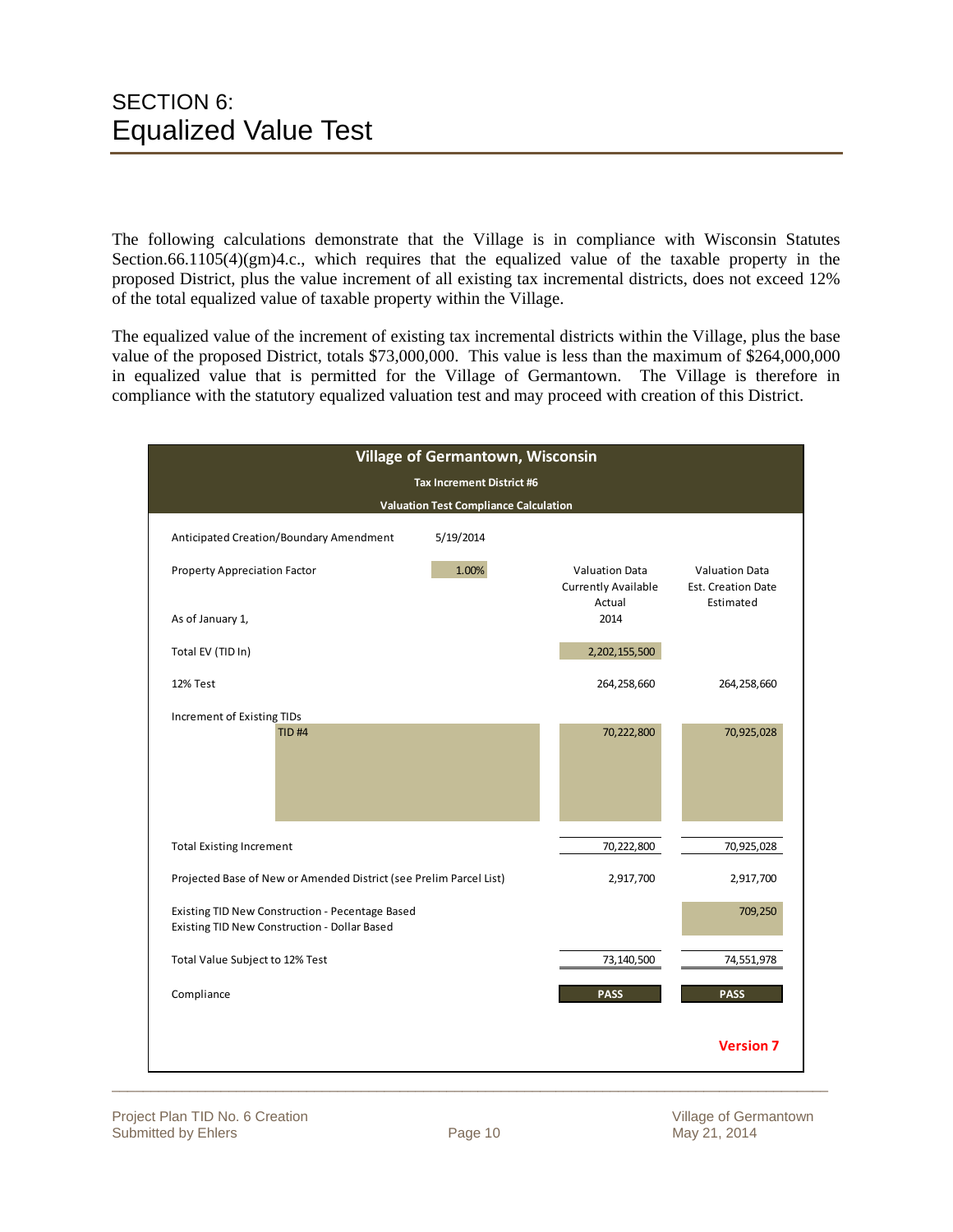# SECTION 6:
# Equalized Value Test

The following calculations demonstrate that the Village is in compliance with Wisconsin Statutes Section.66.1105(4)(gm)4.c., which requires that the equalized value of the taxable property in the proposed District, plus the value increment of all existing tax incremental districts, does not exceed 12% of the total equalized value of taxable property within the Village.

The equalized value of the increment of existing tax incremental districts within the Village, plus the base value of the proposed District, totals $73,000,000. This value is less than the maximum of $264,000,000 in equalized value that is permitted for the Village of Germantown. The Village is therefore in compliance with the statutory equalized valuation test and may proceed with creation of this District.

**Village of Germantown, Wisconsin**

**Tax Increment District #6**

**Valuation Test Compliance Calculation**

| | | Valuation Data Currently Available Actual | Valuation Data Est. Creation Date Estimated |
|---|---|---|---|
| Anticipated Creation/Boundary Amendment | 5/19/2014 | | |
| Property Appreciation Factor | 1.00% | | |
| As of January 1, | | 2014 | |
| Total EV (TID In) | | 2,202,155,500 | |
| 12% Test | | 264,258,660 | 264,258,660 |
| Increment of Existing TIDs | | | |
| TID #4 | | 70,222,800 | 70,925,028 |
| Total Existing Increment | | 70,222,800 | 70,925,028 |
| Projected Base of New or Amended District (see Prelim Parcel List) | | 2,917,700 | 2,917,700 |
| Existing TID New Construction - Pecentage Based | | | 709,250 |
| Existing TID New Construction - Dollar Based | | | |
| Total Value Subject to 12% Test | | 73,140,500 | 74,551,978 |
| Compliance | | PASS | PASS |

**Version 7**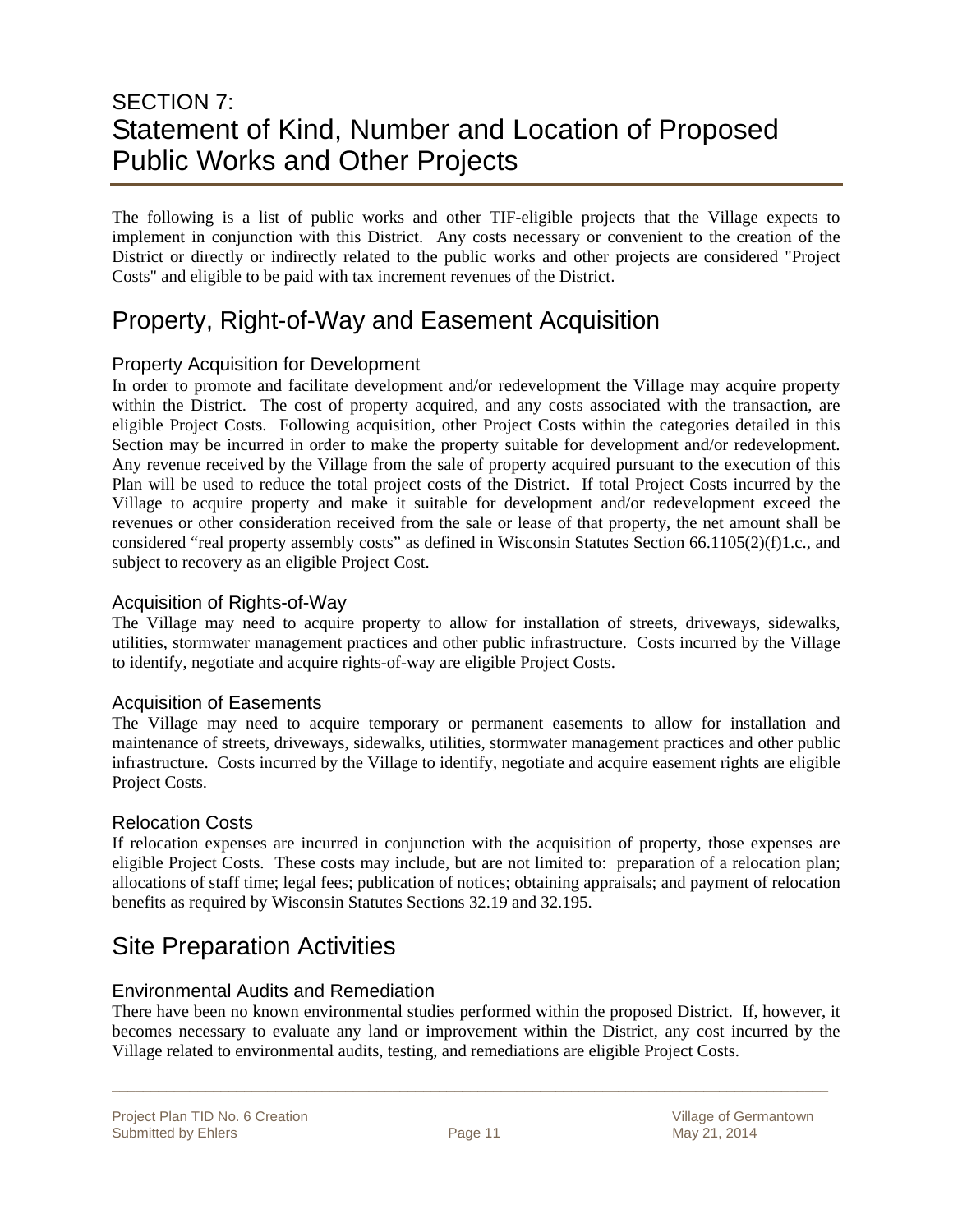# SECTION 7:
# Statement of Kind, Number and Location of Proposed Public Works and Other Projects

The following is a list of public works and other TIF-eligible projects that the Village expects to implement in conjunction with this District. Any costs necessary or convenient to the creation of the District or directly or indirectly related to the public works and other projects are considered "Project Costs" and eligible to be paid with tax increment revenues of the District.

## Property, Right-of-Way and Easement Acquisition

### Property Acquisition for Development

In order to promote and facilitate development and/or redevelopment the Village may acquire property within the District. The cost of property acquired, and any costs associated with the transaction, are eligible Project Costs. Following acquisition, other Project Costs within the categories detailed in this Section may be incurred in order to make the property suitable for development and/or redevelopment. Any revenue received by the Village from the sale of property acquired pursuant to the execution of this Plan will be used to reduce the total project costs of the District. If total Project Costs incurred by the Village to acquire property and make it suitable for development and/or redevelopment exceed the revenues or other consideration received from the sale or lease of that property, the net amount shall be considered "real property assembly costs" as defined in Wisconsin Statutes Section 66.1105(2)(f)1.c., and subject to recovery as an eligible Project Cost.

### Acquisition of Rights-of-Way

The Village may need to acquire property to allow for installation of streets, driveways, sidewalks, utilities, stormwater management practices and other public infrastructure. Costs incurred by the Village to identify, negotiate and acquire rights-of-way are eligible Project Costs.

### Acquisition of Easements

The Village may need to acquire temporary or permanent easements to allow for installation and maintenance of streets, driveways, sidewalks, utilities, stormwater management practices and other public infrastructure. Costs incurred by the Village to identify, negotiate and acquire easement rights are eligible Project Costs.

### Relocation Costs

If relocation expenses are incurred in conjunction with the acquisition of property, those expenses are eligible Project Costs. These costs may include, but are not limited to: preparation of a relocation plan; allocations of staff time; legal fees; publication of notices; obtaining appraisals; and payment of relocation benefits as required by Wisconsin Statutes Sections 32.19 and 32.195.

## Site Preparation Activities

### Environmental Audits and Remediation

There have been no known environmental studies performed within the proposed District. If, however, it becomes necessary to evaluate any land or improvement within the District, any cost incurred by the Village related to environmental audits, testing, and remediations are eligible Project Costs.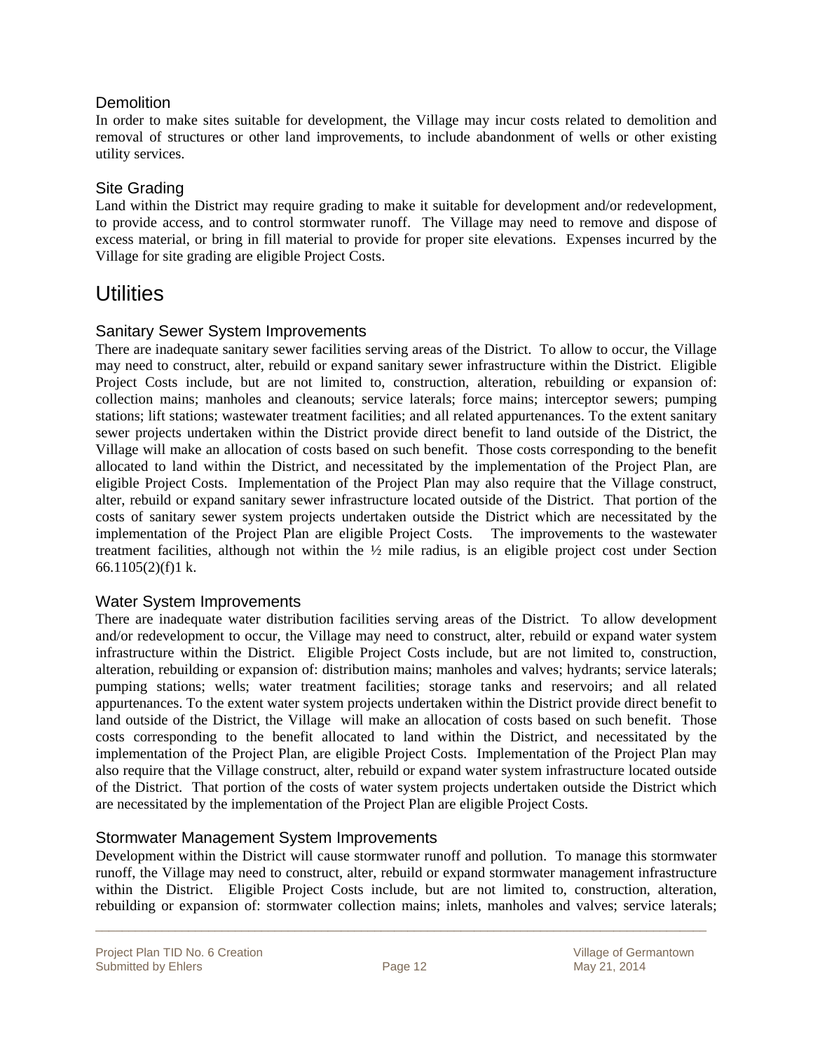### Demolition

In order to make sites suitable for development, the Village may incur costs related to demolition and removal of structures or other land improvements, to include abandonment of wells or other existing utility services.

### Site Grading

Land within the District may require grading to make it suitable for development and/or redevelopment, to provide access, and to control stormwater runoff. The Village may need to remove and dispose of excess material, or bring in fill material to provide for proper site elevations. Expenses incurred by the Village for site grading are eligible Project Costs.

## Utilities

### Sanitary Sewer System Improvements

There are inadequate sanitary sewer facilities serving areas of the District. To allow to occur, the Village may need to construct, alter, rebuild or expand sanitary sewer infrastructure within the District. Eligible Project Costs include, but are not limited to, construction, alteration, rebuilding or expansion of: collection mains; manholes and cleanouts; service laterals; force mains; interceptor sewers; pumping stations; lift stations; wastewater treatment facilities; and all related appurtenances. To the extent sanitary sewer projects undertaken within the District provide direct benefit to land outside of the District, the Village will make an allocation of costs based on such benefit. Those costs corresponding to the benefit allocated to land within the District, and necessitated by the implementation of the Project Plan, are eligible Project Costs. Implementation of the Project Plan may also require that the Village construct, alter, rebuild or expand sanitary sewer infrastructure located outside of the District. That portion of the costs of sanitary sewer system projects undertaken outside the District which are necessitated by the implementation of the Project Plan are eligible Project Costs. The improvements to the wastewater treatment facilities, although not within the ½ mile radius, is an eligible project cost under Section 66.1105(2)(f)1 k.

### Water System Improvements

There are inadequate water distribution facilities serving areas of the District. To allow development and/or redevelopment to occur, the Village may need to construct, alter, rebuild or expand water system infrastructure within the District. Eligible Project Costs include, but are not limited to, construction, alteration, rebuilding or expansion of: distribution mains; manholes and valves; hydrants; service laterals; pumping stations; wells; water treatment facilities; storage tanks and reservoirs; and all related appurtenances. To the extent water system projects undertaken within the District provide direct benefit to land outside of the District, the Village will make an allocation of costs based on such benefit. Those costs corresponding to the benefit allocated to land within the District, and necessitated by the implementation of the Project Plan, are eligible Project Costs. Implementation of the Project Plan may also require that the Village construct, alter, rebuild or expand water system infrastructure located outside of the District. That portion of the costs of water system projects undertaken outside the District which are necessitated by the implementation of the Project Plan are eligible Project Costs.

### Stormwater Management System Improvements

Development within the District will cause stormwater runoff and pollution. To manage this stormwater runoff, the Village may need to construct, alter, rebuild or expand stormwater management infrastructure within the District. Eligible Project Costs include, but are not limited to, construction, alteration, rebuilding or expansion of: stormwater collection mains; inlets, manholes and valves; service laterals;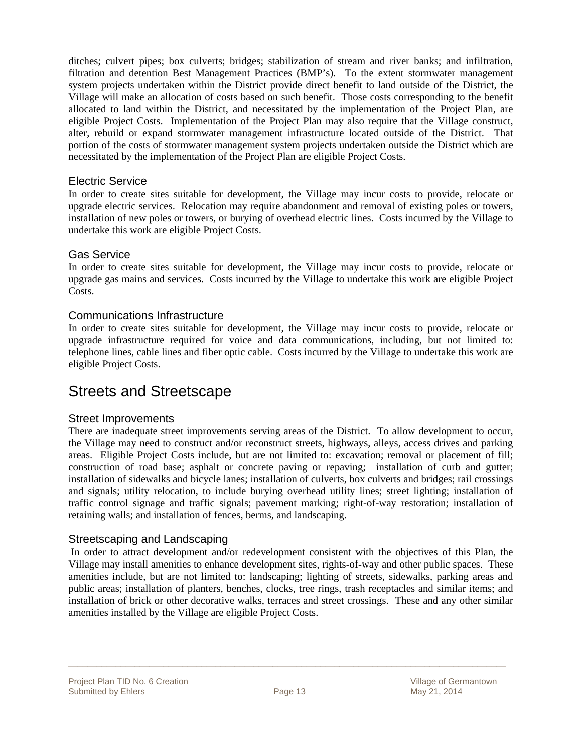ditches; culvert pipes; box culverts; bridges; stabilization of stream and river banks; and infiltration, filtration and detention Best Management Practices (BMP's). To the extent stormwater management system projects undertaken within the District provide direct benefit to land outside of the District, the Village will make an allocation of costs based on such benefit. Those costs corresponding to the benefit allocated to land within the District, and necessitated by the implementation of the Project Plan, are eligible Project Costs. Implementation of the Project Plan may also require that the Village construct, alter, rebuild or expand stormwater management infrastructure located outside of the District. That portion of the costs of stormwater management system projects undertaken outside the District which are necessitated by the implementation of the Project Plan are eligible Project Costs.

### Electric Service

In order to create sites suitable for development, the Village may incur costs to provide, relocate or upgrade electric services. Relocation may require abandonment and removal of existing poles or towers, installation of new poles or towers, or burying of overhead electric lines. Costs incurred by the Village to undertake this work are eligible Project Costs.

### Gas Service

In order to create sites suitable for development, the Village may incur costs to provide, relocate or upgrade gas mains and services. Costs incurred by the Village to undertake this work are eligible Project Costs.

### Communications Infrastructure

In order to create sites suitable for development, the Village may incur costs to provide, relocate or upgrade infrastructure required for voice and data communications, including, but not limited to: telephone lines, cable lines and fiber optic cable. Costs incurred by the Village to undertake this work are eligible Project Costs.

## Streets and Streetscape

### Street Improvements

There are inadequate street improvements serving areas of the District. To allow development to occur, the Village may need to construct and/or reconstruct streets, highways, alleys, access drives and parking areas. Eligible Project Costs include, but are not limited to: excavation; removal or placement of fill; construction of road base; asphalt or concrete paving or repaving; installation of curb and gutter; installation of sidewalks and bicycle lanes; installation of culverts, box culverts and bridges; rail crossings and signals; utility relocation, to include burying overhead utility lines; street lighting; installation of traffic control signage and traffic signals; pavement marking; right-of-way restoration; installation of retaining walls; and installation of fences, berms, and landscaping.

### Streetscaping and Landscaping

In order to attract development and/or redevelopment consistent with the objectives of this Plan, the Village may install amenities to enhance development sites, rights-of-way and other public spaces. These amenities include, but are not limited to: landscaping; lighting of streets, sidewalks, parking areas and public areas; installation of planters, benches, clocks, tree rings, trash receptacles and similar items; and installation of brick or other decorative walks, terraces and street crossings. These and any other similar amenities installed by the Village are eligible Project Costs.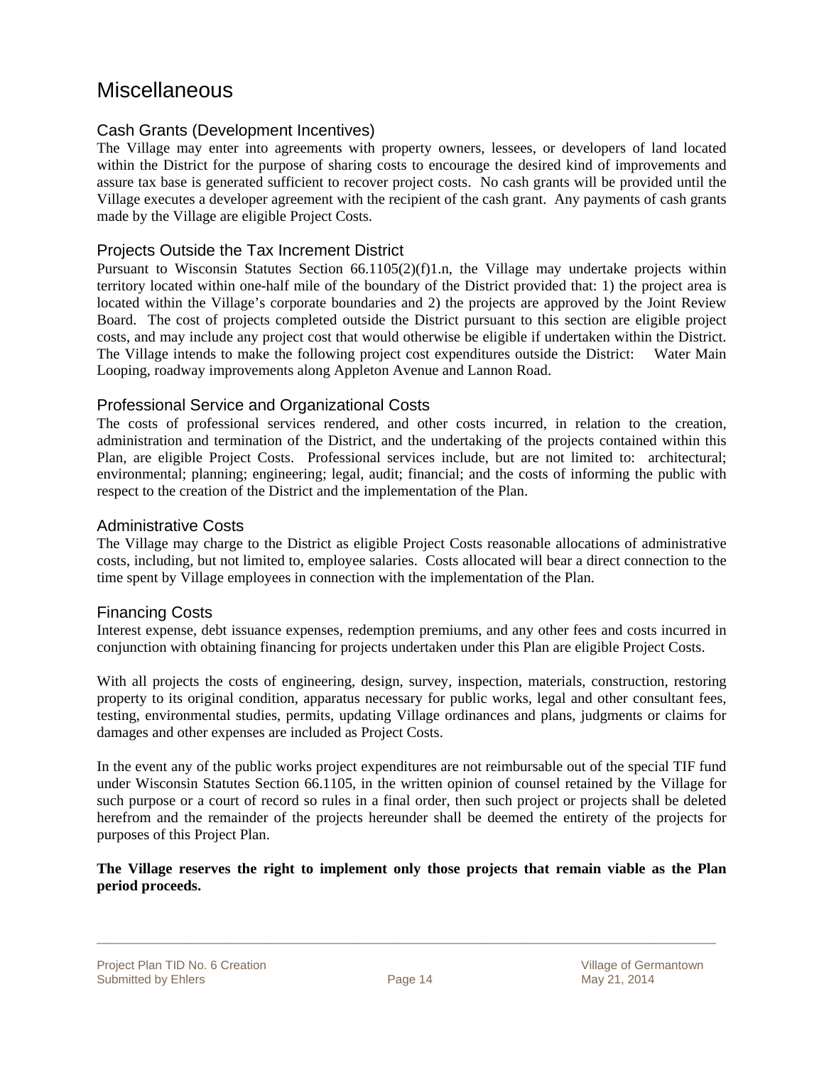# Miscellaneous

## Cash Grants (Development Incentives)

The Village may enter into agreements with property owners, lessees, or developers of land located within the District for the purpose of sharing costs to encourage the desired kind of improvements and assure tax base is generated sufficient to recover project costs. No cash grants will be provided until the Village executes a developer agreement with the recipient of the cash grant. Any payments of cash grants made by the Village are eligible Project Costs.

## Projects Outside the Tax Increment District

Pursuant to Wisconsin Statutes Section 66.1105(2)(f)1.n, the Village may undertake projects within territory located within one-half mile of the boundary of the District provided that: 1) the project area is located within the Village's corporate boundaries and 2) the projects are approved by the Joint Review Board. The cost of projects completed outside the District pursuant to this section are eligible project costs, and may include any project cost that would otherwise be eligible if undertaken within the District. The Village intends to make the following project cost expenditures outside the District: Water Main Looping, roadway improvements along Appleton Avenue and Lannon Road.

## Professional Service and Organizational Costs

The costs of professional services rendered, and other costs incurred, in relation to the creation, administration and termination of the District, and the undertaking of the projects contained within this Plan, are eligible Project Costs. Professional services include, but are not limited to: architectural; environmental; planning; engineering; legal, audit; financial; and the costs of informing the public with respect to the creation of the District and the implementation of the Plan.

## Administrative Costs

The Village may charge to the District as eligible Project Costs reasonable allocations of administrative costs, including, but not limited to, employee salaries. Costs allocated will bear a direct connection to the time spent by Village employees in connection with the implementation of the Plan.

## Financing Costs

Interest expense, debt issuance expenses, redemption premiums, and any other fees and costs incurred in conjunction with obtaining financing for projects undertaken under this Plan are eligible Project Costs.

With all projects the costs of engineering, design, survey, inspection, materials, construction, restoring property to its original condition, apparatus necessary for public works, legal and other consultant fees, testing, environmental studies, permits, updating Village ordinances and plans, judgments or claims for damages and other expenses are included as Project Costs.

In the event any of the public works project expenditures are not reimbursable out of the special TIF fund under Wisconsin Statutes Section 66.1105, in the written opinion of counsel retained by the Village for such purpose or a court of record so rules in a final order, then such project or projects shall be deleted herefrom and the remainder of the projects hereunder shall be deemed the entirety of the projects for purposes of this Project Plan.

**The Village reserves the right to implement only those projects that remain viable as the Plan period proceeds.**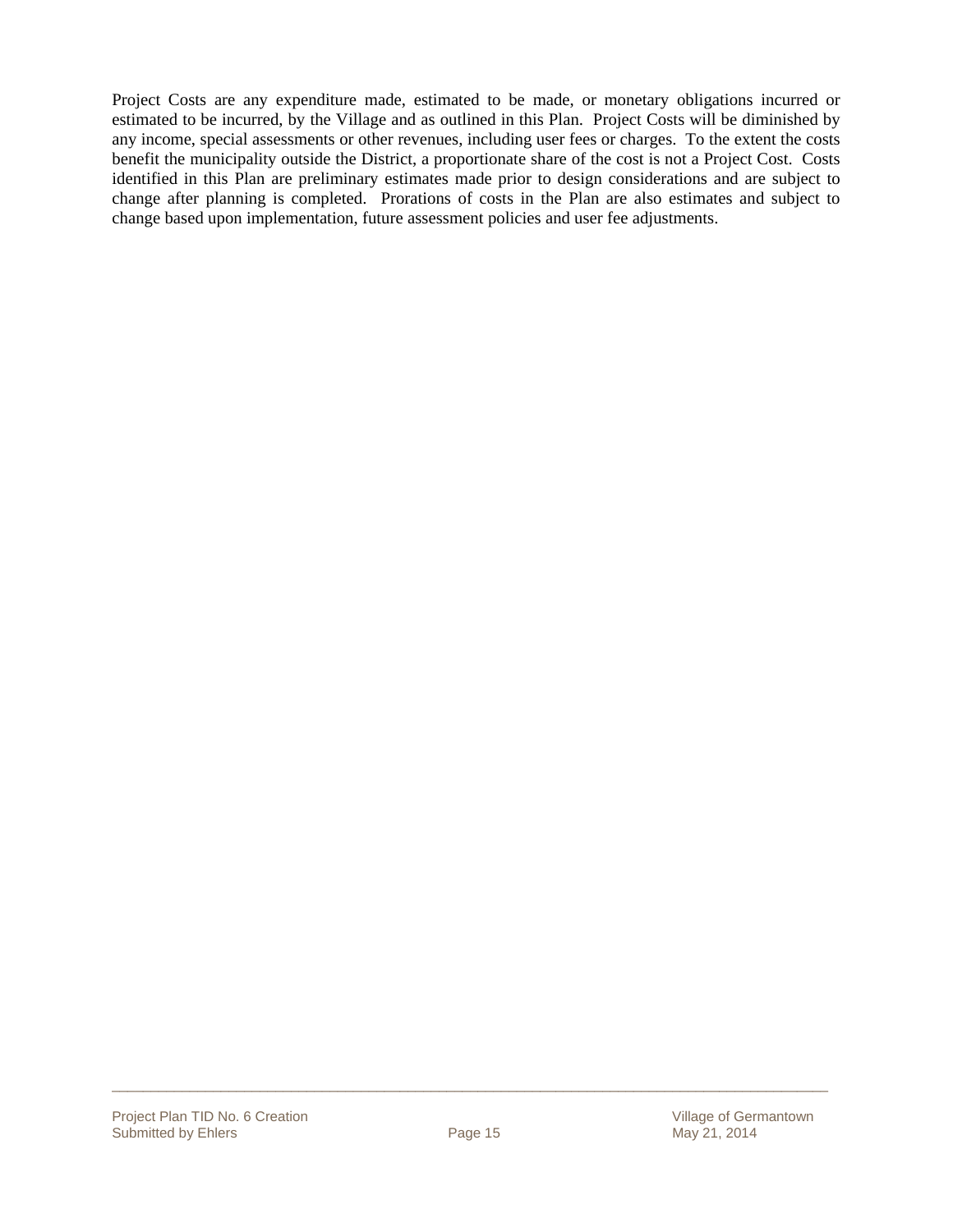Project Costs are any expenditure made, estimated to be made, or monetary obligations incurred or estimated to be incurred, by the Village and as outlined in this Plan. Project Costs will be diminished by any income, special assessments or other revenues, including user fees or charges. To the extent the costs benefit the municipality outside the District, a proportionate share of the cost is not a Project Cost. Costs identified in this Plan are preliminary estimates made prior to design considerations and are subject to change after planning is completed. Prorations of costs in the Plan are also estimates and subject to change based upon implementation, future assessment policies and user fee adjustments.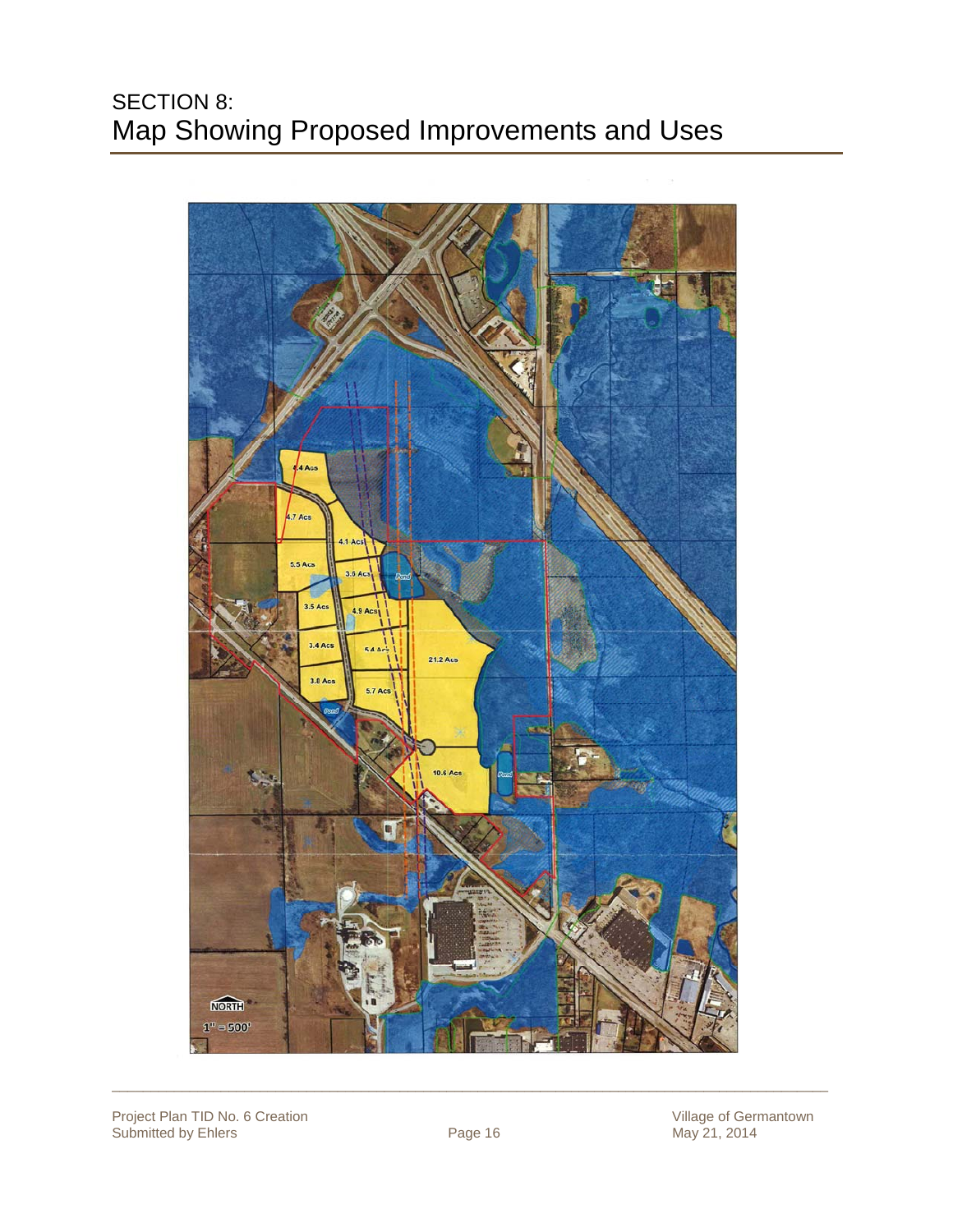# SECTION 8:
# Map Showing Proposed Improvements and Uses

4.4 Acs

4.7 Acs

4.1 Acs

5.5 Acs

3.6 Acs

Pond

3.5 Acs

4.9 Acs

3.4 Acs

5.4 Acs

21.2 Acs

3.8 Acs

5.7 Acs

Pond

10.6 Acs

Pond

NORTH

1" = 500'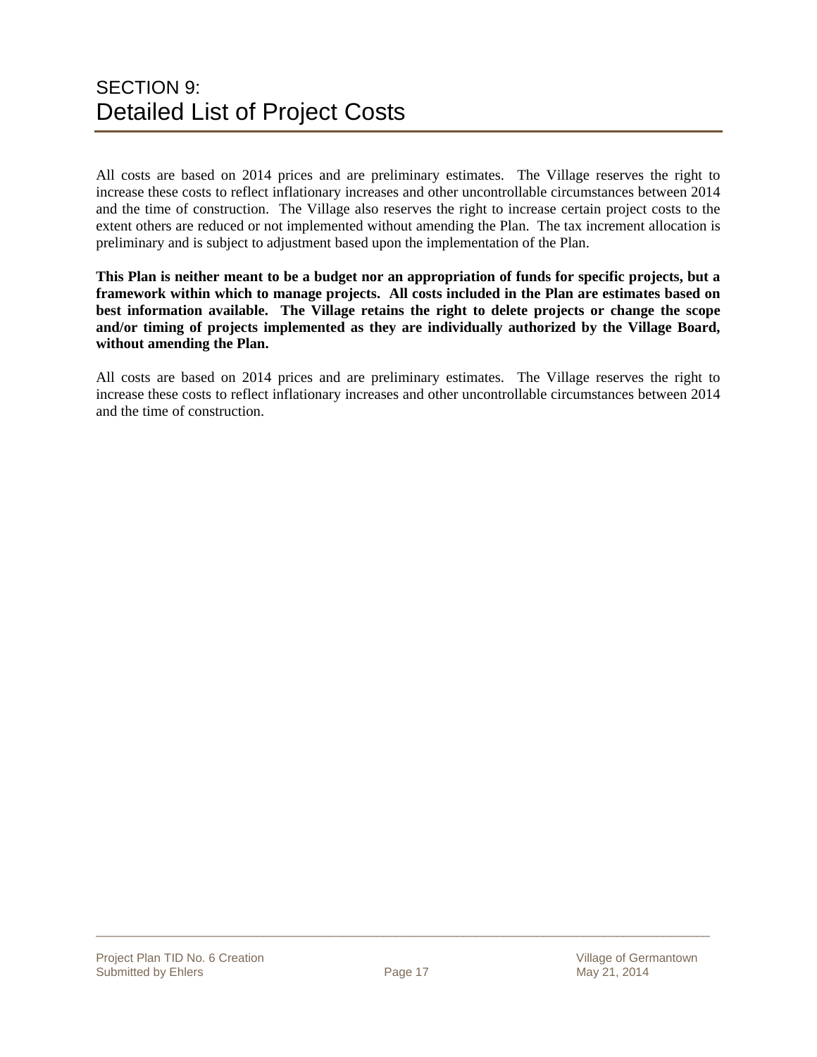# SECTION 9:
# Detailed List of Project Costs

All costs are based on 2014 prices and are preliminary estimates. The Village reserves the right to increase these costs to reflect inflationary increases and other uncontrollable circumstances between 2014 and the time of construction. The Village also reserves the right to increase certain project costs to the extent others are reduced or not implemented without amending the Plan. The tax increment allocation is preliminary and is subject to adjustment based upon the implementation of the Plan.

**This Plan is neither meant to be a budget nor an appropriation of funds for specific projects, but a framework within which to manage projects. All costs included in the Plan are estimates based on best information available. The Village retains the right to delete projects or change the scope and/or timing of projects implemented as they are individually authorized by the Village Board, without amending the Plan.**

All costs are based on 2014 prices and are preliminary estimates. The Village reserves the right to increase these costs to reflect inflationary increases and other uncontrollable circumstances between 2014 and the time of construction.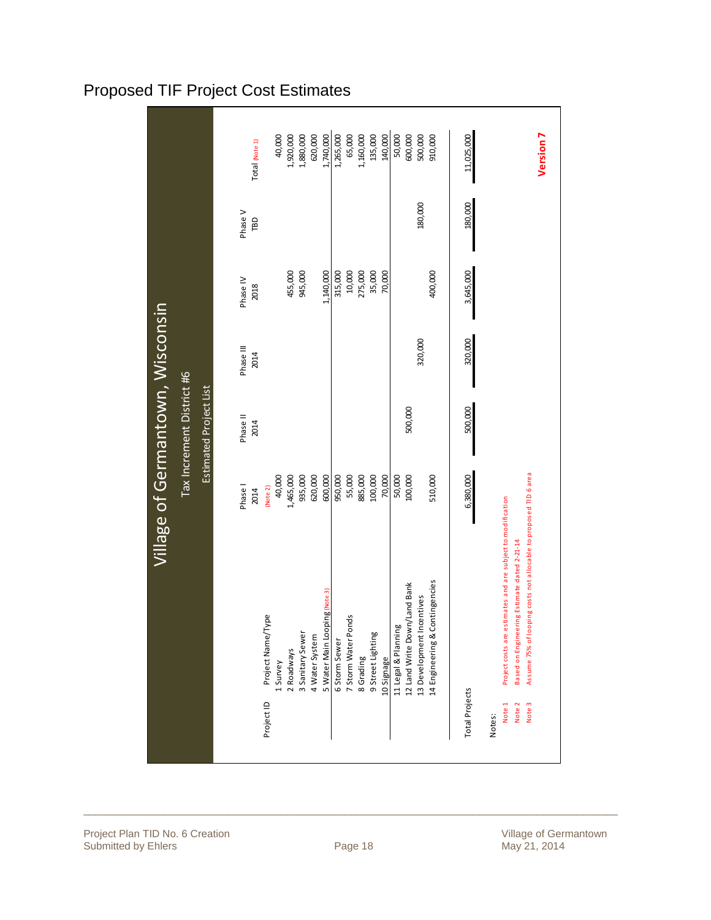# Proposed TIF Project Cost Estimates

## Village of Germantown, Wisconsin

### Tax Increment District #6

### Estimated Project List

| Project ID | Project Name/Type | Phase I 2014 (Note 2) | Phase II 2014 | Phase III 2014 | Phase IV 2018 | Phase V TBD | Total (Note 1) |
|---|---|---|---|---|---|---|---|
| 1 | Survey | 40,000 | | | | | 40,000 |
| 2 | Roadways | 1,465,000 | | | 455,000 | | 1,920,000 |
| 3 | Sanitary Sewer | 935,000 | | | 945,000 | | 1,880,000 |
| 4 | Water System | 620,000 | | | | | 620,000 |
| 5 | Water Main Looping (Note 3) | 600,000 | | | 1,140,000 | | 1,740,000 |
| 6 | Storm Sewer | 950,000 | | | 315,000 | | 1,265,000 |
| 7 | Storm Water Ponds | 55,000 | | | 10,000 | | 65,000 |
| 8 | Grading | 885,000 | | | 275,000 | | 1,160,000 |
| 9 | Street Lighting | 100,000 | | | 35,000 | | 135,000 |
| 10 | Signage | 70,000 | | | 70,000 | | 140,000 |
| 11 | Legal & Planning | 50,000 | | | | | 50,000 |
| 12 | Land Write Down/Land Bank | 100,000 | 500,000 | | | | 600,000 |
| 13 | Development Incentives | | | 320,000 | | 180,000 | 500,000 |
| 14 | Engineering & Contingencies | 510,000 | | | 400,000 | | 910,000 |
| | **Total Projects** | 6,380,000 | 500,000 | 320,000 | 3,645,000 | 180,000 | 11,025,000 |

Notes:

Note 1 Project costs are estimates and are subject to modification

Note 2 Based on Engineering Estimate dated 2-21-14

Note 3 Assume 75% of looping costs not allocable to proposed TID 6 area

**Version 7**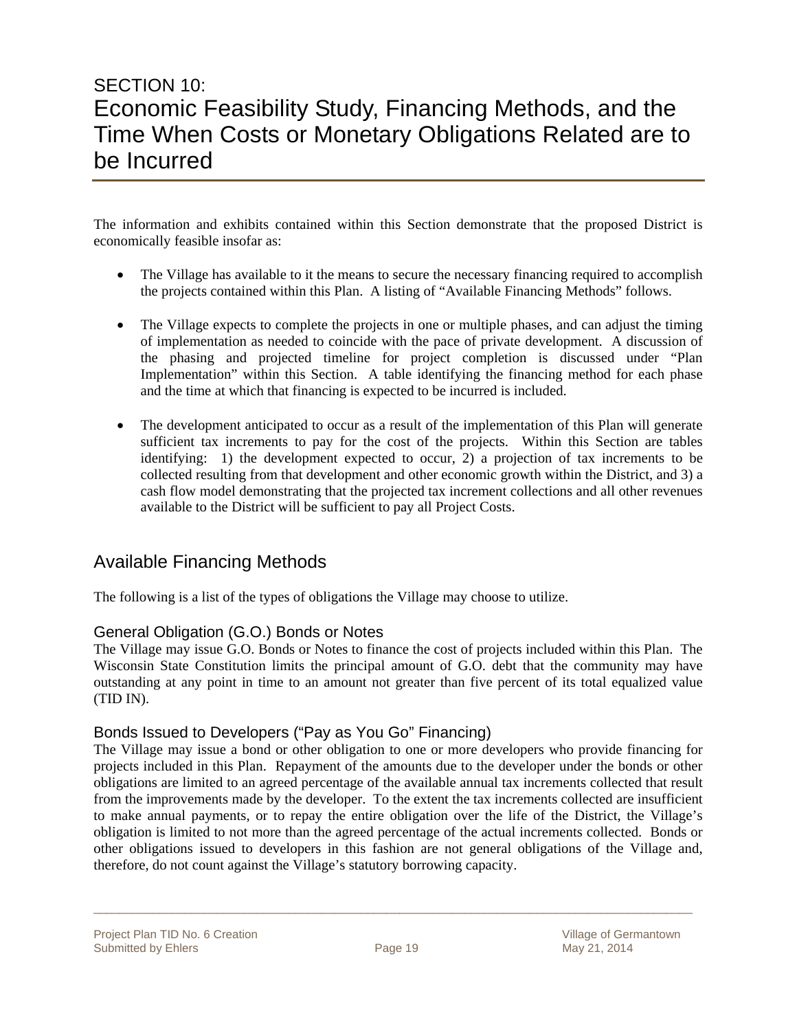# SECTION 10:

# Economic Feasibility Study, Financing Methods, and the Time When Costs or Monetary Obligations Related are to be Incurred

The information and exhibits contained within this Section demonstrate that the proposed District is economically feasible insofar as:

- The Village has available to it the means to secure the necessary financing required to accomplish the projects contained within this Plan. A listing of "Available Financing Methods" follows.

- The Village expects to complete the projects in one or multiple phases, and can adjust the timing of implementation as needed to coincide with the pace of private development. A discussion of the phasing and projected timeline for project completion is discussed under "Plan Implementation" within this Section. A table identifying the financing method for each phase and the time at which that financing is expected to be incurred is included.

- The development anticipated to occur as a result of the implementation of this Plan will generate sufficient tax increments to pay for the cost of the projects. Within this Section are tables identifying: 1) the development expected to occur, 2) a projection of tax increments to be collected resulting from that development and other economic growth within the District, and 3) a cash flow model demonstrating that the projected tax increment collections and all other revenues available to the District will be sufficient to pay all Project Costs.

## Available Financing Methods

The following is a list of the types of obligations the Village may choose to utilize.

### General Obligation (G.O.) Bonds or Notes

The Village may issue G.O. Bonds or Notes to finance the cost of projects included within this Plan. The Wisconsin State Constitution limits the principal amount of G.O. debt that the community may have outstanding at any point in time to an amount not greater than five percent of its total equalized value (TID IN).

### Bonds Issued to Developers ("Pay as You Go" Financing)

The Village may issue a bond or other obligation to one or more developers who provide financing for projects included in this Plan. Repayment of the amounts due to the developer under the bonds or other obligations are limited to an agreed percentage of the available annual tax increments collected that result from the improvements made by the developer. To the extent the tax increments collected are insufficient to make annual payments, or to repay the entire obligation over the life of the District, the Village's obligation is limited to not more than the agreed percentage of the actual increments collected. Bonds or other obligations issued to developers in this fashion are not general obligations of the Village and, therefore, do not count against the Village's statutory borrowing capacity.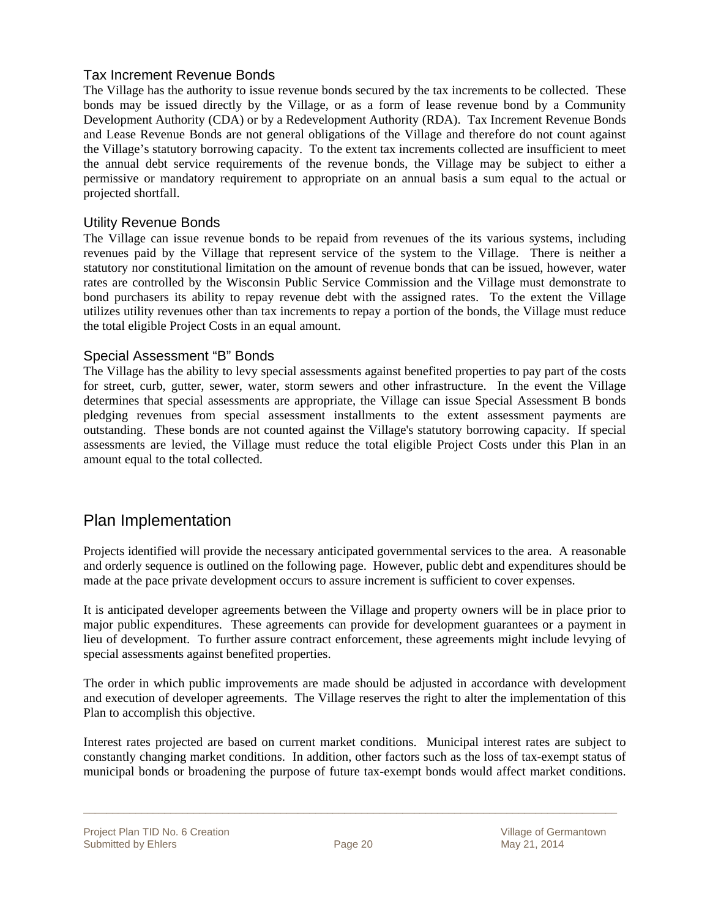### Tax Increment Revenue Bonds

The Village has the authority to issue revenue bonds secured by the tax increments to be collected. These bonds may be issued directly by the Village, or as a form of lease revenue bond by a Community Development Authority (CDA) or by a Redevelopment Authority (RDA). Tax Increment Revenue Bonds and Lease Revenue Bonds are not general obligations of the Village and therefore do not count against the Village's statutory borrowing capacity. To the extent tax increments collected are insufficient to meet the annual debt service requirements of the revenue bonds, the Village may be subject to either a permissive or mandatory requirement to appropriate on an annual basis a sum equal to the actual or projected shortfall.

### Utility Revenue Bonds

The Village can issue revenue bonds to be repaid from revenues of the its various systems, including revenues paid by the Village that represent service of the system to the Village. There is neither a statutory nor constitutional limitation on the amount of revenue bonds that can be issued, however, water rates are controlled by the Wisconsin Public Service Commission and the Village must demonstrate to bond purchasers its ability to repay revenue debt with the assigned rates. To the extent the Village utilizes utility revenues other than tax increments to repay a portion of the bonds, the Village must reduce the total eligible Project Costs in an equal amount.

### Special Assessment "B" Bonds

The Village has the ability to levy special assessments against benefited properties to pay part of the costs for street, curb, gutter, sewer, water, storm sewers and other infrastructure. In the event the Village determines that special assessments are appropriate, the Village can issue Special Assessment B bonds pledging revenues from special assessment installments to the extent assessment payments are outstanding. These bonds are not counted against the Village's statutory borrowing capacity. If special assessments are levied, the Village must reduce the total eligible Project Costs under this Plan in an amount equal to the total collected.

## Plan Implementation

Projects identified will provide the necessary anticipated governmental services to the area. A reasonable and orderly sequence is outlined on the following page. However, public debt and expenditures should be made at the pace private development occurs to assure increment is sufficient to cover expenses.

It is anticipated developer agreements between the Village and property owners will be in place prior to major public expenditures. These agreements can provide for development guarantees or a payment in lieu of development. To further assure contract enforcement, these agreements might include levying of special assessments against benefited properties.

The order in which public improvements are made should be adjusted in accordance with development and execution of developer agreements. The Village reserves the right to alter the implementation of this Plan to accomplish this objective.

Interest rates projected are based on current market conditions. Municipal interest rates are subject to constantly changing market conditions. In addition, other factors such as the loss of tax-exempt status of municipal bonds or broadening the purpose of future tax-exempt bonds would affect market conditions.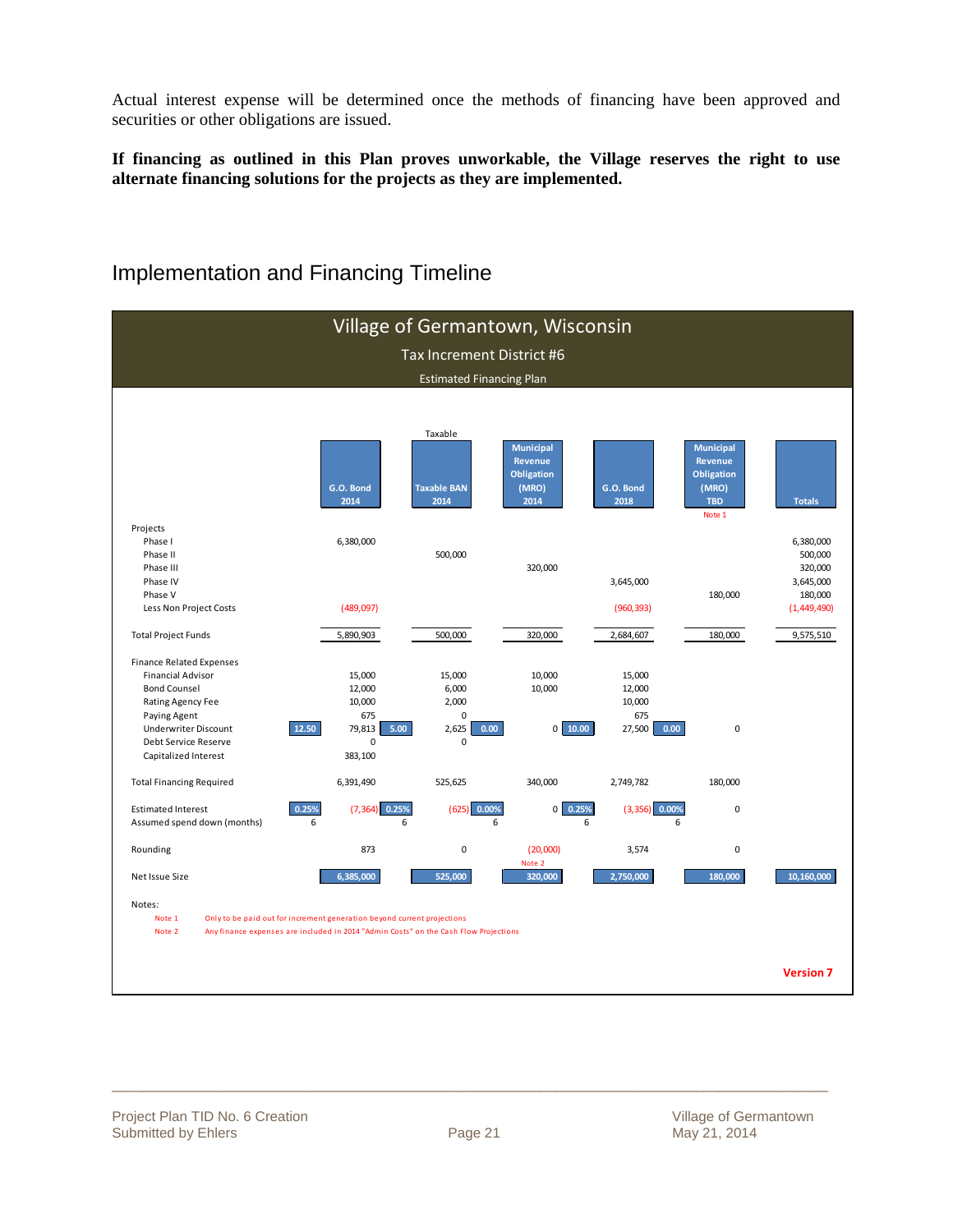Actual interest expense will be determined once the methods of financing have been approved and securities or other obligations are issued.

**If financing as outlined in this Plan proves unworkable, the Village reserves the right to use alternate financing solutions for the projects as they are implemented.**

## Implementation and Financing Timeline

**Village of Germantown, Wisconsin**

**Tax Increment District #6**

**Estimated Financing Plan**

| | | G.O. Bond 2014 | | Taxable BAN 2014 | | Municipal Revenue Obligation (MRO) 2014 | | G.O. Bond 2018 | | Municipal Revenue Obligation (MRO) TBD (Note 1) | Totals |
|---|---|---|---|---|---|---|---|---|---|---|---|
| **Projects** | | | | | | | | | | | |
| Phase I | | 6,380,000 | | | | | | | | | 6,380,000 |
| Phase II | | | | 500,000 | | | | | | | 500,000 |
| Phase III | | | | | | 320,000 | | | | | 320,000 |
| Phase IV | | | | | | | | 3,645,000 | | | 3,645,000 |
| Phase V | | | | | | | | | | 180,000 | 180,000 |
| Less Non Project Costs | | (489,097) | | | | | | (960,393) | | | (1,449,490) |
| Total Project Funds | | 5,890,903 | | 500,000 | | 320,000 | | 2,684,607 | | 180,000 | 9,575,510 |
| **Finance Related Expenses** | | | | | | | | | | | |
| Financial Advisor | | 15,000 | | 15,000 | | 10,000 | | 15,000 | | | |
| Bond Counsel | | 12,000 | | 6,000 | | 10,000 | | 12,000 | | | |
| Rating Agency Fee | | 10,000 | | 2,000 | | | | 10,000 | | | |
| Paying Agent | | 675 | | 0 | | | | 675 | | | |
| Underwriter Discount | 12.50 | 79,813 | 5.00 | 2,625 | 0.00 | 0 | 10.00 | 27,500 | 0.00 | 0 | |
| Debt Service Reserve | | 0 | | 0 | | | | | | | |
| Capitalized Interest | | 383,100 | | | | | | | | | |
| Total Financing Required | | 6,391,490 | | 525,625 | | 340,000 | | 2,749,782 | | 180,000 | |
| Estimated Interest | 0.25% | (7,364) | 0.25% | (625) | 0.00% | 0 | 0.25% | (3,356) | 0.00% | 0 | |
| Assumed spend down (months) | 6 | | 6 | | 6 | | 6 | | 6 | | |
| Rounding | | 873 | | 0 | | (20,000) Note 2 | | 3,574 | | 0 | |
| Net Issue Size | | 6,385,000 | | 525,000 | | 320,000 | | 2,750,000 | | 180,000 | 10,160,000 |

Notes:

Note 1 Only to be paid out for increment generation beyond current projections

Note 2 Any finance expenses are included in 2014 "Admin Costs" on the Cash Flow Projections

**Version 7**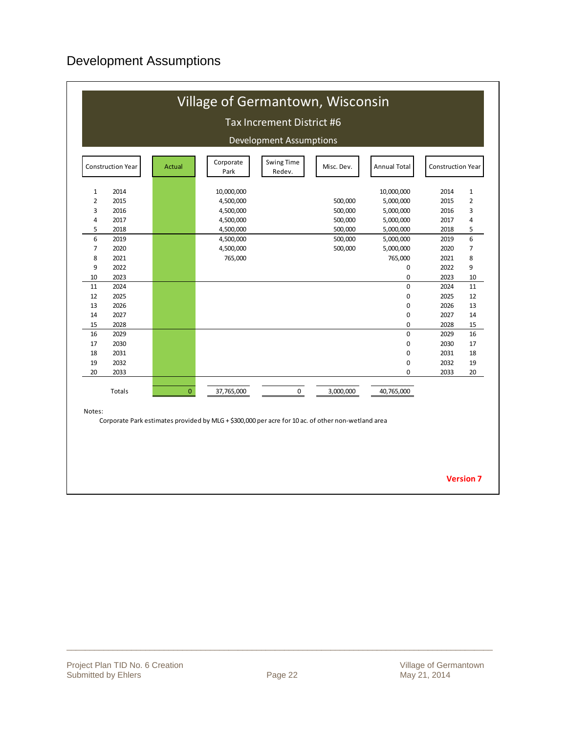# Development Assumptions

**Village of Germantown, Wisconsin**

**Tax Increment District #6**

**Development Assumptions**

| Construction Year | | Actual | Corporate Park | Swing Time Redev. | Misc. Dev. | Annual Total | Construction Year | |
|---|---|---|---|---|---|---|---|---|
| 1 | 2014 | | 10,000,000 | | | 10,000,000 | 2014 | 1 |
| 2 | 2015 | | 4,500,000 | | 500,000 | 5,000,000 | 2015 | 2 |
| 3 | 2016 | | 4,500,000 | | 500,000 | 5,000,000 | 2016 | 3 |
| 4 | 2017 | | 4,500,000 | | 500,000 | 5,000,000 | 2017 | 4 |
| 5 | 2018 | | 4,500,000 | | 500,000 | 5,000,000 | 2018 | 5 |
| 6 | 2019 | | 4,500,000 | | 500,000 | 5,000,000 | 2019 | 6 |
| 7 | 2020 | | 4,500,000 | | 500,000 | 5,000,000 | 2020 | 7 |
| 8 | 2021 | | 765,000 | | | 765,000 | 2021 | 8 |
| 9 | 2022 | | | | | 0 | 2022 | 9 |
| 10 | 2023 | | | | | 0 | 2023 | 10 |
| 11 | 2024 | | | | | 0 | 2024 | 11 |
| 12 | 2025 | | | | | 0 | 2025 | 12 |
| 13 | 2026 | | | | | 0 | 2026 | 13 |
| 14 | 2027 | | | | | 0 | 2027 | 14 |
| 15 | 2028 | | | | | 0 | 2028 | 15 |
| 16 | 2029 | | | | | 0 | 2029 | 16 |
| 17 | 2030 | | | | | 0 | 2030 | 17 |
| 18 | 2031 | | | | | 0 | 2031 | 18 |
| 19 | 2032 | | | | | 0 | 2032 | 19 |
| 20 | 2033 | | | | | 0 | 2033 | 20 |
| Totals | | 0 | 37,765,000 | 0 | 3,000,000 | 40,765,000 | | |

Notes:

Corporate Park estimates provided by MLG + $300,000 per acre for 10 ac. of other non-wetland area

**Version 7**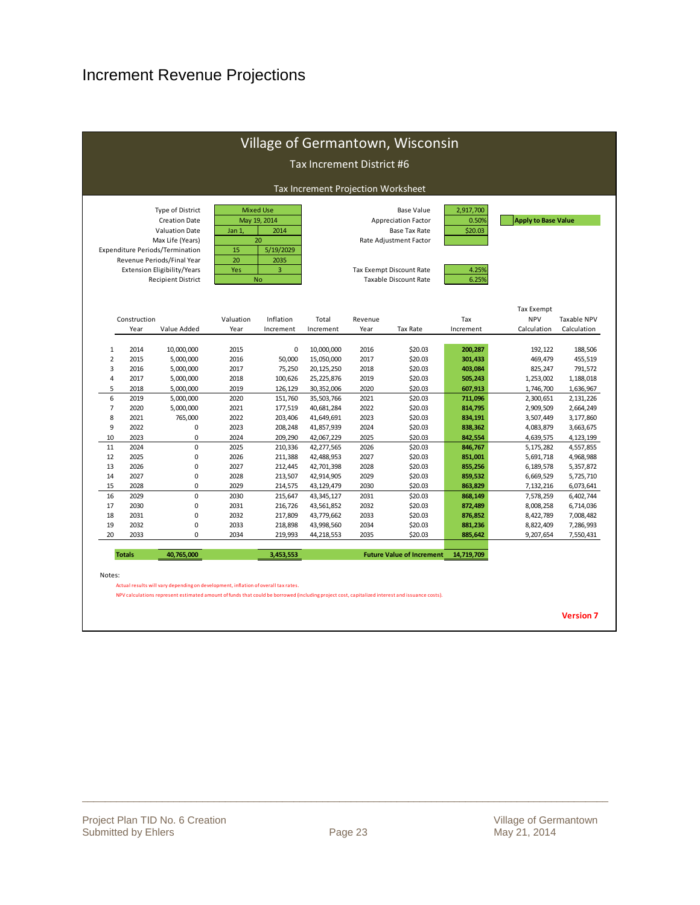# Increment Revenue Projections

## Village of Germantown, Wisconsin

### Tax Increment District #6

### Tax Increment Projection Worksheet

| | | | | |
|---|---|---|---|---|
| Type of District | Mixed Use | | Base Value | 2,917,700 |
| Creation Date | May 19, 2014 | | Appreciation Factor | 0.50% |
| Valuation Date | Jan 1, | 2014 | Base Tax Rate | $20.03 |
| Max Life (Years) | 20 | | Rate Adjustment Factor | |
| Expenditure Periods/Termination | 15 | 5/19/2029 | | |
| Revenue Periods/Final Year | 20 | 2035 | | |
| Extension Eligibility/Years | Yes | 3 | Tax Exempt Discount Rate | 4.25% |
| Recipient District | No | | Taxable Discount Rate | 6.25% |

Apply to Base Value

| | Construction Year | Value Added | Valuation Year | Inflation Increment | Total Increment | Revenue Year | Tax Rate | Tax Increment | Tax Exempt NPV Calculation | Taxable NPV Calculation |
|---|---|---|---|---|---|---|---|---|---|---|
| 1 | 2014 | 10,000,000 | 2015 | 0 | 10,000,000 | 2016 | $20.03 | **200,287** | 192,122 | 188,506 |
| 2 | 2015 | 5,000,000 | 2016 | 50,000 | 15,050,000 | 2017 | $20.03 | **301,433** | 469,479 | 455,519 |
| 3 | 2016 | 5,000,000 | 2017 | 75,250 | 20,125,250 | 2018 | $20.03 | **403,084** | 825,247 | 791,572 |
| 4 | 2017 | 5,000,000 | 2018 | 100,626 | 25,225,876 | 2019 | $20.03 | **505,243** | 1,253,002 | 1,188,018 |
| 5 | 2018 | 5,000,000 | 2019 | 126,129 | 30,352,006 | 2020 | $20.03 | **607,913** | 1,746,700 | 1,636,967 |
| 6 | 2019 | 5,000,000 | 2020 | 151,760 | 35,503,766 | 2021 | $20.03 | **711,096** | 2,300,651 | 2,131,226 |
| 7 | 2020 | 5,000,000 | 2021 | 177,519 | 40,681,284 | 2022 | $20.03 | **814,795** | 2,909,509 | 2,664,249 |
| 8 | 2021 | 765,000 | 2022 | 203,406 | 41,649,691 | 2023 | $20.03 | **834,191** | 3,507,449 | 3,177,860 |
| 9 | 2022 | 0 | 2023 | 208,248 | 41,857,939 | 2024 | $20.03 | **838,362** | 4,083,879 | 3,663,675 |
| 10 | 2023 | 0 | 2024 | 209,290 | 42,067,229 | 2025 | $20.03 | **842,554** | 4,639,575 | 4,123,199 |
| 11 | 2024 | 0 | 2025 | 210,336 | 42,277,565 | 2026 | $20.03 | **846,767** | 5,175,282 | 4,557,855 |
| 12 | 2025 | 0 | 2026 | 211,388 | 42,488,953 | 2027 | $20.03 | **851,001** | 5,691,718 | 4,968,988 |
| 13 | 2026 | 0 | 2027 | 212,445 | 42,701,398 | 2028 | $20.03 | **855,256** | 6,189,578 | 5,357,872 |
| 14 | 2027 | 0 | 2028 | 213,507 | 42,914,905 | 2029 | $20.03 | **859,532** | 6,669,529 | 5,725,710 |
| 15 | 2028 | 0 | 2029 | 214,575 | 43,129,479 | 2030 | $20.03 | **863,829** | 7,132,216 | 6,073,641 |
| 16 | 2029 | 0 | 2030 | 215,647 | 43,345,127 | 2031 | $20.03 | **868,149** | 7,578,259 | 6,402,744 |
| 17 | 2030 | 0 | 2031 | 216,726 | 43,561,852 | 2032 | $20.03 | **872,489** | 8,008,258 | 6,714,036 |
| 18 | 2031 | 0 | 2032 | 217,809 | 43,779,662 | 2033 | $20.03 | **876,852** | 8,422,789 | 7,008,482 |
| 19 | 2032 | 0 | 2033 | 218,898 | 43,998,560 | 2034 | $20.03 | **881,236** | 8,822,409 | 7,286,993 |
| 20 | 2033 | 0 | 2034 | 219,993 | 44,218,553 | 2035 | $20.03 | **885,642** | 9,207,654 | 7,550,431 |
| | **Totals** | **40,765,000** | | **3,453,553** | | **Future Value of Increment** | | **14,719,709** | | |

Notes:

Actual results will vary depending on development, inflation of overall tax rates.

NPV calculations represent estimated amount of funds that could be borrowed (including project cost, capitalized interest and issuance costs).

**Version 7**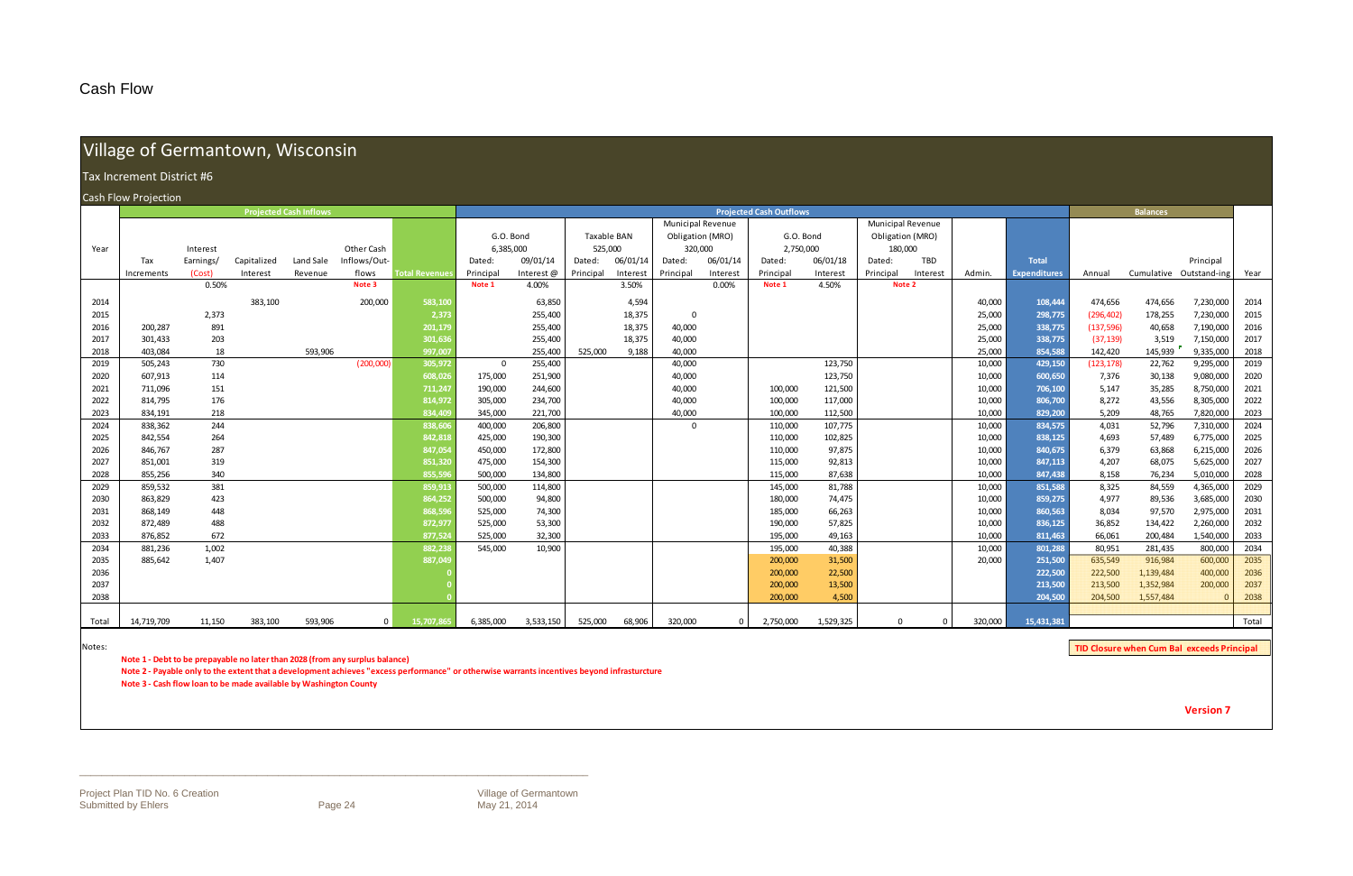# Cash Flow

## Village of Germantown, Wisconsin

### Tax Increment District #6

Cash Flow Projection

| Year | Projected Cash Inflows: Tax Increments | Interest Earnings/ (Cost) 0.50% | Capitalized Interest | Land Sale Revenue | Other Cash Inflows/Out-flows (Note 3) | Total Revenues | Projected Cash Outflows: G.O. Bond 6,385,000 Dated: 09/01/14 Principal (Note 1) | G.O. Bond Interest @ 4.00% | Taxable BAN 525,000 Dated: 06/01/14 Principal | Taxable BAN Interest 3.50% | Municipal Revenue Obligation (MRO) 320,000 Dated: 06/01/14 Principal | MRO Interest 0.00% | G.O. Bond 2,750,000 Dated: 06/01/18 Principal (Note 1) | G.O. Bond Interest 4.50% | Municipal Revenue Obligation (MRO) 180,000 Dated: TBD Principal (Note 2) | MRO Interest | Admin. | Total Expenditures | Balances: Annual | Cumulative | Principal Outstand-ing | Year |
|---|---|---|---|---|---|---|---|---|---|---|---|---|---|---|---|---|---|---|---|---|---|---|
| 2014 | | | 383,100 | | 200,000 | 583,100 | | 63,850 | | 4,594 | | | | | | | 40,000 | 108,444 | 474,656 | 474,656 | 7,230,000 | 2014 |
| 2015 | | 2,373 | | | | 2,373 | | 255,400 | | 18,375 | 0 | | | | | | 25,000 | 298,775 | (296,402) | 178,255 | 7,230,000 | 2015 |
| 2016 | 200,287 | 891 | | | | 201,179 | | 255,400 | | 18,375 | 40,000 | | | | | | 25,000 | 338,775 | (137,596) | 40,658 | 7,190,000 | 2016 |
| 2017 | 301,433 | 203 | | | | 301,636 | | 255,400 | | 18,375 | 40,000 | | | | | | 25,000 | 338,775 | (37,139) | 3,519 | 7,150,000 | 2017 |
| 2018 | 403,084 | 18 | | 593,906 | | 997,007 | | 255,400 | 525,000 | 9,188 | 40,000 | | | | | | 25,000 | 854,588 | 142,420 | 145,939 | 9,335,000 | 2018 |
| 2019 | 505,243 | 730 | | | (200,000) | 305,972 | 0 | 255,400 | | | 40,000 | | | 123,750 | | | 10,000 | 429,150 | (123,178) | 22,762 | 9,295,000 | 2019 |
| 2020 | 607,913 | 114 | | | | 608,026 | 175,000 | 251,900 | | | 40,000 | | | 123,750 | | | 10,000 | 600,650 | 7,376 | 30,138 | 9,080,000 | 2020 |
| 2021 | 711,096 | 151 | | | | 711,247 | 190,000 | 244,600 | | | 40,000 | | 100,000 | 121,500 | | | 10,000 | 706,100 | 5,147 | 35,285 | 8,750,000 | 2021 |
| 2022 | 814,795 | 176 | | | | 814,972 | 305,000 | 234,700 | | | 40,000 | | 100,000 | 117,000 | | | 10,000 | 806,700 | 8,272 | 43,556 | 8,305,000 | 2022 |
| 2023 | 834,191 | 218 | | | | 834,409 | 345,000 | 221,700 | | | 40,000 | | 100,000 | 112,500 | | | 10,000 | 829,200 | 5,209 | 48,765 | 7,820,000 | 2023 |
| 2024 | 838,362 | 244 | | | | 838,606 | 400,000 | 206,800 | | | 0 | | 110,000 | 107,775 | | | 10,000 | 834,575 | 4,031 | 52,796 | 7,310,000 | 2024 |
| 2025 | 842,554 | 264 | | | | 842,818 | 425,000 | 190,300 | | | | | 110,000 | 102,825 | | | 10,000 | 838,125 | 4,693 | 57,489 | 6,775,000 | 2025 |
| 2026 | 846,767 | 287 | | | | 847,054 | 450,000 | 172,800 | | | | | 110,000 | 97,875 | | | 10,000 | 840,675 | 6,379 | 63,868 | 6,215,000 | 2026 |
| 2027 | 851,001 | 319 | | | | 851,320 | 475,000 | 154,300 | | | | | 115,000 | 92,813 | | | 10,000 | 847,113 | 4,207 | 68,075 | 5,625,000 | 2027 |
| 2028 | 855,256 | 340 | | | | 855,596 | 500,000 | 134,800 | | | | | 115,000 | 87,638 | | | 10,000 | 847,438 | 8,158 | 76,234 | 5,010,000 | 2028 |
| 2029 | 859,532 | 381 | | | | 859,913 | 500,000 | 114,800 | | | | | 145,000 | 81,788 | | | 10,000 | 851,588 | 8,325 | 84,559 | 4,365,000 | 2029 |
| 2030 | 863,829 | 423 | | | | 864,252 | 500,000 | 94,800 | | | | | 180,000 | 74,475 | | | 10,000 | 859,275 | 4,977 | 89,536 | 3,685,000 | 2030 |
| 2031 | 868,149 | 448 | | | | 868,596 | 525,000 | 74,300 | | | | | 185,000 | 66,263 | | | 10,000 | 860,563 | 8,034 | 97,570 | 2,975,000 | 2031 |
| 2032 | 872,489 | 488 | | | | 872,977 | 525,000 | 53,300 | | | | | 190,000 | 57,825 | | | 10,000 | 836,125 | 36,852 | 134,422 | 2,260,000 | 2032 |
| 2033 | 876,852 | 672 | | | | 877,524 | 525,000 | 32,300 | | | | | 195,000 | 49,163 | | | 10,000 | 811,463 | 66,061 | 200,484 | 1,540,000 | 2033 |
| 2034 | 881,236 | 1,002 | | | | 882,238 | 545,000 | 10,900 | | | | | 195,000 | 40,388 | | | 10,000 | 801,288 | 80,951 | 281,435 | 800,000 | 2034 |
| 2035 | 885,642 | 1,407 | | | | 887,049 | | | | | | | 200,000 | 31,500 | | | 20,000 | 251,500 | 635,549 | 916,984 | 600,000 | 2035 |
| 2036 | | | | | | 0 | | | | | | | 200,000 | 22,500 | | | | 222,500 | 222,500 | 1,139,484 | 400,000 | 2036 |
| 2037 | | | | | | 0 | | | | | | | 200,000 | 13,500 | | | | 213,500 | 213,500 | 1,352,984 | 200,000 | 2037 |
| 2038 | | | | | | 0 | | | | | | | 200,000 | 4,500 | | | | 204,500 | 204,500 | 1,557,484 | 0 | 2038 |
| Total | 14,719,709 | 11,150 | 383,100 | 593,906 | 0 | 15,707,865 | 6,385,000 | 3,533,150 | 525,000 | 68,906 | 320,000 | 0 | 2,750,000 | 1,529,325 | 0 | 0 | 320,000 | 15,431,381 | | | | Total |

TID Closure when Cum Bal exceeds Principal

Notes:

**Note 1 - Debt to be prepayable no later than 2028 (from any surplus balance)**

**Note 2 - Payable only to the extent that a development achieves "excess performance" or otherwise warrants incentives beyond infrastructure**

**Note 3 - Cash flow loan to be made available by Washington County**

**Version 7**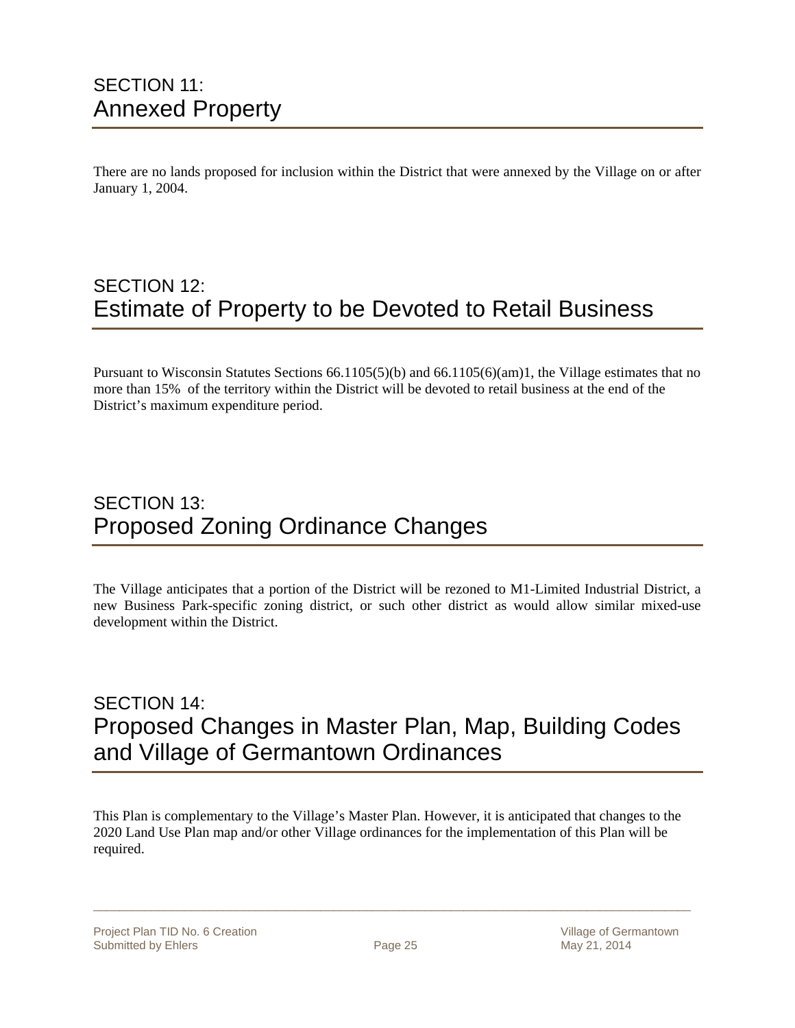## SECTION 11: Annexed Property

There are no lands proposed for inclusion within the District that were annexed by the Village on or after January 1, 2004.

## SECTION 12: Estimate of Property to be Devoted to Retail Business

Pursuant to Wisconsin Statutes Sections 66.1105(5)(b) and 66.1105(6)(am)1, the Village estimates that no more than 15% of the territory within the District will be devoted to retail business at the end of the District's maximum expenditure period.

## SECTION 13: Proposed Zoning Ordinance Changes

The Village anticipates that a portion of the District will be rezoned to M1-Limited Industrial District, a new Business Park-specific zoning district, or such other district as would allow similar mixed-use development within the District.

## SECTION 14: Proposed Changes in Master Plan, Map, Building Codes and Village of Germantown Ordinances

This Plan is complementary to the Village's Master Plan. However, it is anticipated that changes to the 2020 Land Use Plan map and/or other Village ordinances for the implementation of this Plan will be required.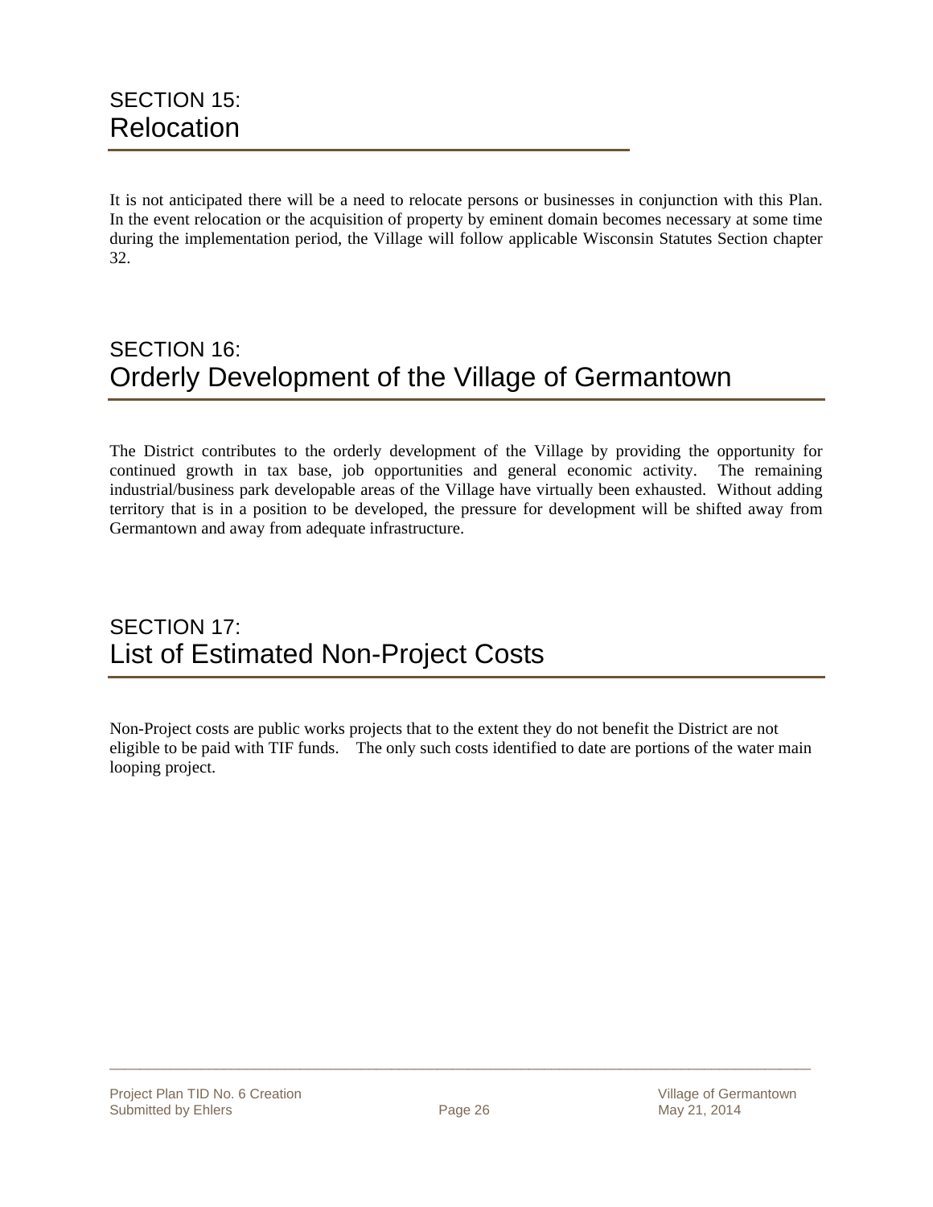## SECTION 15: Relocation

It is not anticipated there will be a need to relocate persons or businesses in conjunction with this Plan. In the event relocation or the acquisition of property by eminent domain becomes necessary at some time during the implementation period, the Village will follow applicable Wisconsin Statutes Section chapter 32.

## SECTION 16: Orderly Development of the Village of Germantown

The District contributes to the orderly development of the Village by providing the opportunity for continued growth in tax base, job opportunities and general economic activity. The remaining industrial/business park developable areas of the Village have virtually been exhausted. Without adding territory that is in a position to be developed, the pressure for development will be shifted away from Germantown and away from adequate infrastructure.

## SECTION 17: List of Estimated Non-Project Costs

Non-Project costs are public works projects that to the extent they do not benefit the District are not eligible to be paid with TIF funds. The only such costs identified to date are portions of the water main looping project.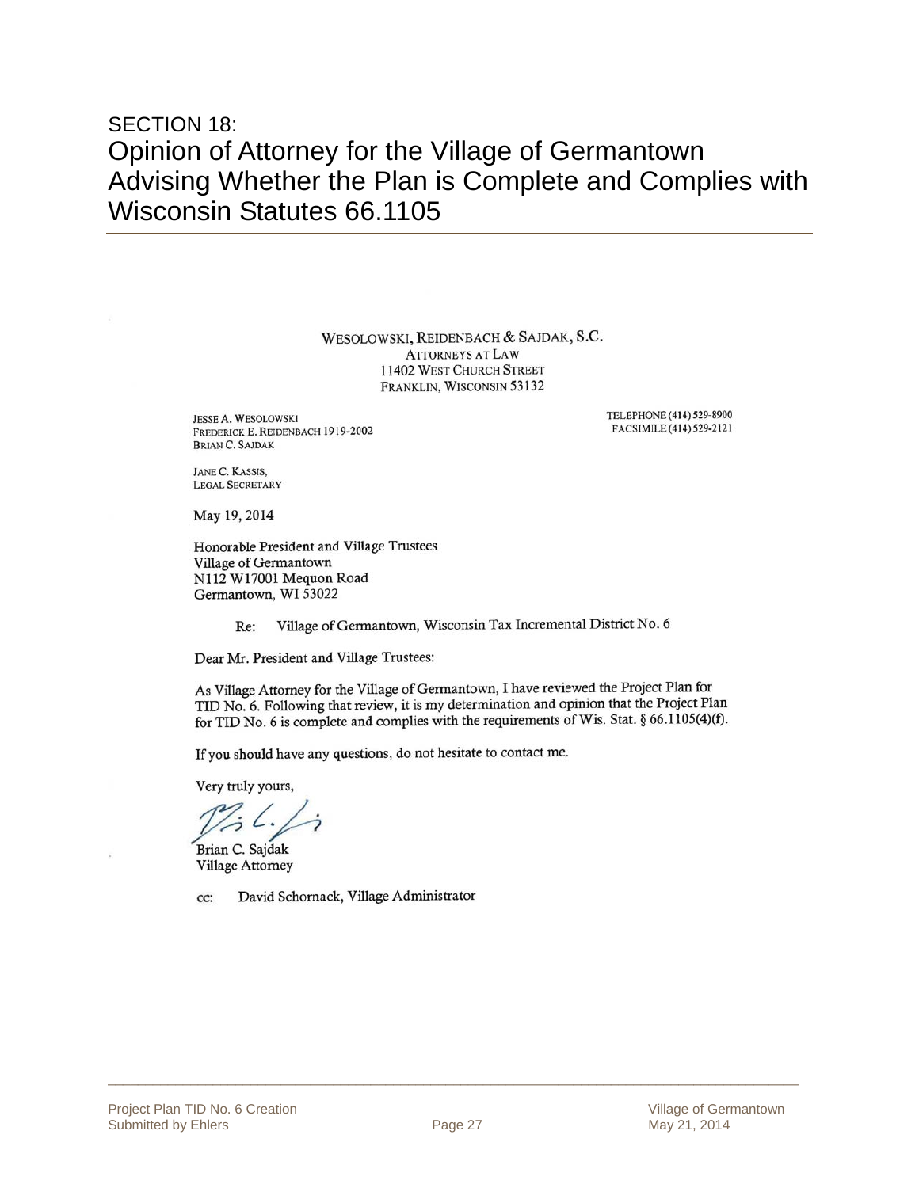SECTION 18:

# Opinion of Attorney for the Village of Germantown Advising Whether the Plan is Complete and Complies with Wisconsin Statutes 66.1105

WESOLOWSKI, REIDENBACH & SAJDAK, S.C.
ATTORNEYS AT LAW
11402 WEST CHURCH STREET
FRANKLIN, WISCONSIN 53132

JESSE A. WESOLOWSKI
FREDERICK E. REIDENBACH 1919-2002
BRIAN C. SAJDAK

TELEPHONE (414) 529-8900
FACSIMILE (414) 529-2121

JANE C. KASSIS,
LEGAL SECRETARY

May 19, 2014

Honorable President and Village Trustees
Village of Germantown
N112 W17001 Mequon Road
Germantown, WI 53022

Re: Village of Germantown, Wisconsin Tax Incremental District No. 6

Dear Mr. President and Village Trustees:

As Village Attorney for the Village of Germantown, I have reviewed the Project Plan for TID No. 6. Following that review, it is my determination and opinion that the Project Plan for TID No. 6 is complete and complies with the requirements of Wis. Stat. § 66.1105(4)(f).

If you should have any questions, do not hesitate to contact me.

Very truly yours,

Brian C. Sajdak
Village Attorney

cc: David Schornack, Village Administrator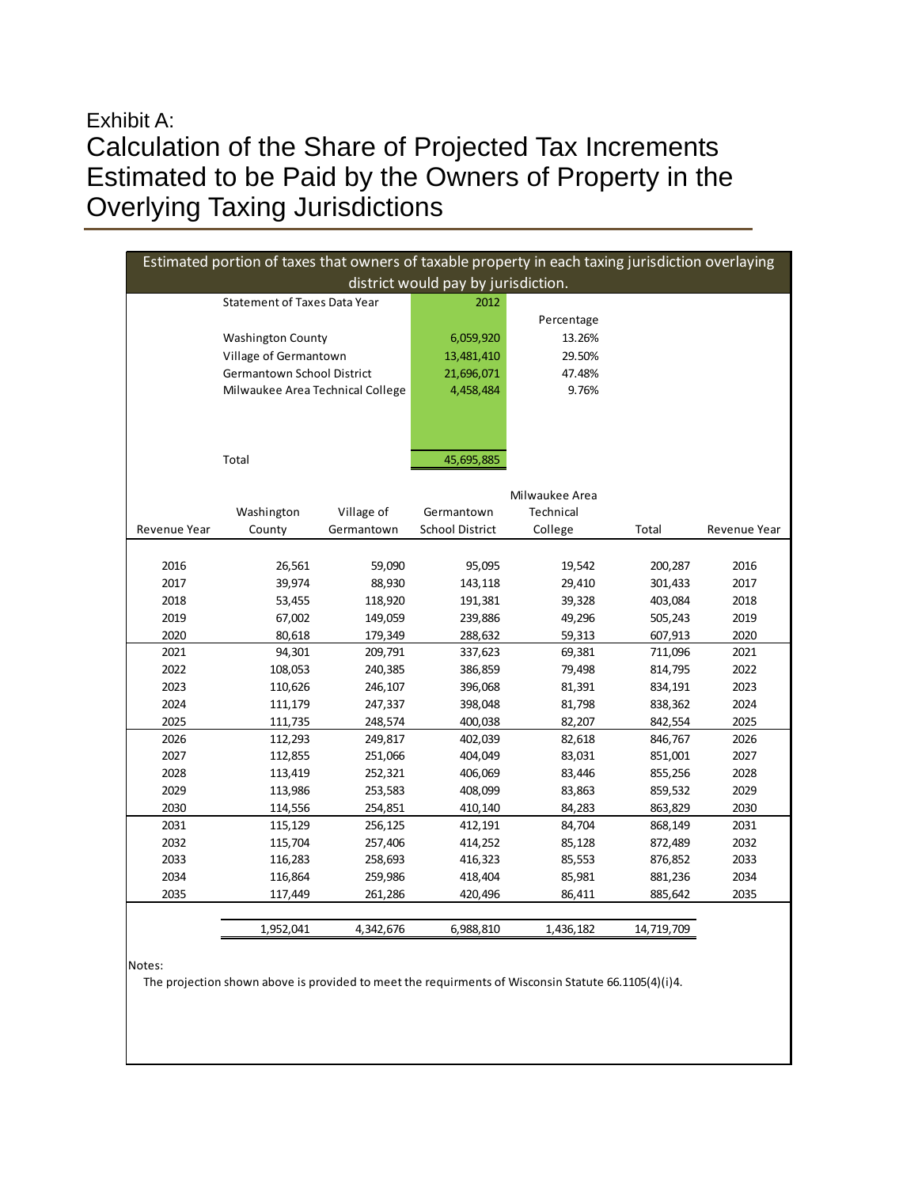# Exhibit A:

# Calculation of the Share of Projected Tax Increments Estimated to be Paid by the Owners of Property in the Overlying Taxing Jurisdictions

**Estimated portion of taxes that owners of taxable property in each taxing jurisdiction overlaying district would pay by jurisdiction.**

| Statement of Taxes Data Year | 2012 | Percentage |
|---|---|---|
| Washington County | 6,059,920 | 13.26% |
| Village of Germantown | 13,481,410 | 29.50% |
| Germantown School District | 21,696,071 | 47.48% |
| Milwaukee Area Technical College | 4,458,484 | 9.76% |
| Total | 45,695,885 | |

| Revenue Year | Washington County | Village of Germantown | Germantown School District | Milwaukee Area Technical College | Total | Revenue Year |
|---|---|---|---|---|---|---|
| 2016 | 26,561 | 59,090 | 95,095 | 19,542 | 200,287 | 2016 |
| 2017 | 39,974 | 88,930 | 143,118 | 29,410 | 301,433 | 2017 |
| 2018 | 53,455 | 118,920 | 191,381 | 39,328 | 403,084 | 2018 |
| 2019 | 67,002 | 149,059 | 239,886 | 49,296 | 505,243 | 2019 |
| 2020 | 80,618 | 179,349 | 288,632 | 59,313 | 607,913 | 2020 |
| 2021 | 94,301 | 209,791 | 337,623 | 69,381 | 711,096 | 2021 |
| 2022 | 108,053 | 240,385 | 386,859 | 79,498 | 814,795 | 2022 |
| 2023 | 110,626 | 246,107 | 396,068 | 81,391 | 834,191 | 2023 |
| 2024 | 111,179 | 247,337 | 398,048 | 81,798 | 838,362 | 2024 |
| 2025 | 111,735 | 248,574 | 400,038 | 82,207 | 842,554 | 2025 |
| 2026 | 112,293 | 249,817 | 402,039 | 82,618 | 846,767 | 2026 |
| 2027 | 112,855 | 251,066 | 404,049 | 83,031 | 851,001 | 2027 |
| 2028 | 113,419 | 252,321 | 406,069 | 83,446 | 855,256 | 2028 |
| 2029 | 113,986 | 253,583 | 408,099 | 83,863 | 859,532 | 2029 |
| 2030 | 114,556 | 254,851 | 410,140 | 84,283 | 863,829 | 2030 |
| 2031 | 115,129 | 256,125 | 412,191 | 84,704 | 868,149 | 2031 |
| 2032 | 115,704 | 257,406 | 414,252 | 85,128 | 872,489 | 2032 |
| 2033 | 116,283 | 258,693 | 416,323 | 85,553 | 876,852 | 2033 |
| 2034 | 116,864 | 259,986 | 418,404 | 85,981 | 881,236 | 2034 |
| 2035 | 117,449 | 261,286 | 420,496 | 86,411 | 885,642 | 2035 |
| | 1,952,041 | 4,342,676 | 6,988,810 | 1,436,182 | 14,719,709 | |

Notes:

The projection shown above is provided to meet the requirments of Wisconsin Statute 66.1105(4)(i)4.